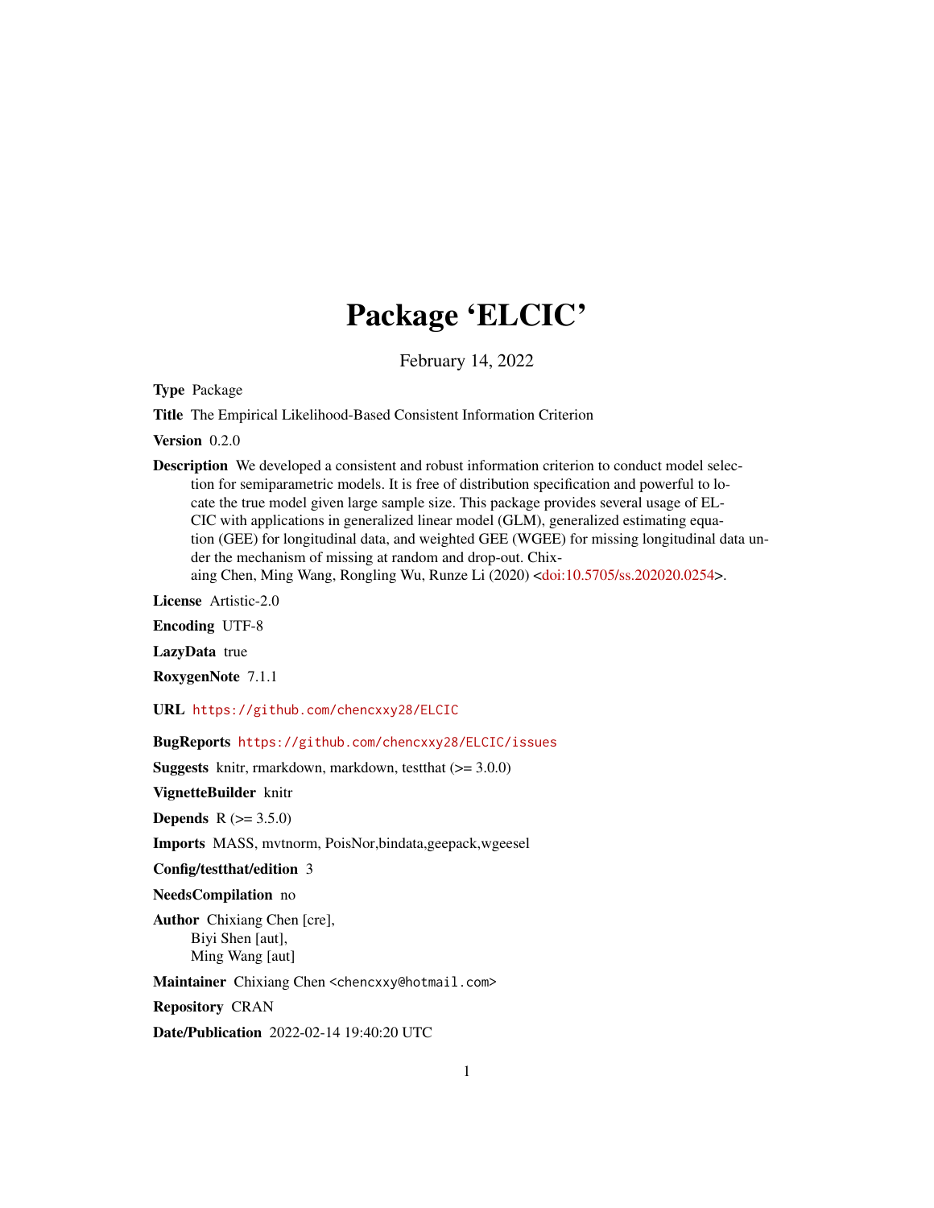# Package 'ELCIC'

February 14, 2022

**Type** Package

**Title** The Empirical Likelihood-Based Consistent Information Criterion

**Version** 0.2.0

**Description** We developed a consistent and robust information criterion to conduct model selection for semiparametric models. It is free of distribution specification and powerful to locate the true model given large sample size. This package provides several usage of ELCIC with applications in generalized linear model (GLM), generalized estimating equation (GEE) for longitudinal data, and weighted GEE (WGEE) for missing longitudinal data under the mechanism of missing at random and drop-out. Chixiang Chen, Ming Wang, Rongling Wu, Runze Li (2020) <doi:10.5705/ss.202020.0254>.

**License** Artistic-2.0

**Encoding** UTF-8

**LazyData** true

**RoxygenNote** 7.1.1

**URL** https://github.com/chencxxy28/ELCIC

**BugReports** https://github.com/chencxxy28/ELCIC/issues

**Suggests** knitr, rmarkdown, markdown, testthat (>= 3.0.0)

**VignetteBuilder** knitr

**Depends** R (>= 3.5.0)

**Imports** MASS, mvtnorm, PoisNor,bindata,geepack,wgeesel

**Config/testthat/edition** 3

**NeedsCompilation** no

**Author** Chixiang Chen [cre],
Biyi Shen [aut],
Ming Wang [aut]

**Maintainer** Chixiang Chen <chencxxy@hotmail.com>

**Repository** CRAN

**Date/Publication** 2022-02-14 19:40:20 UTC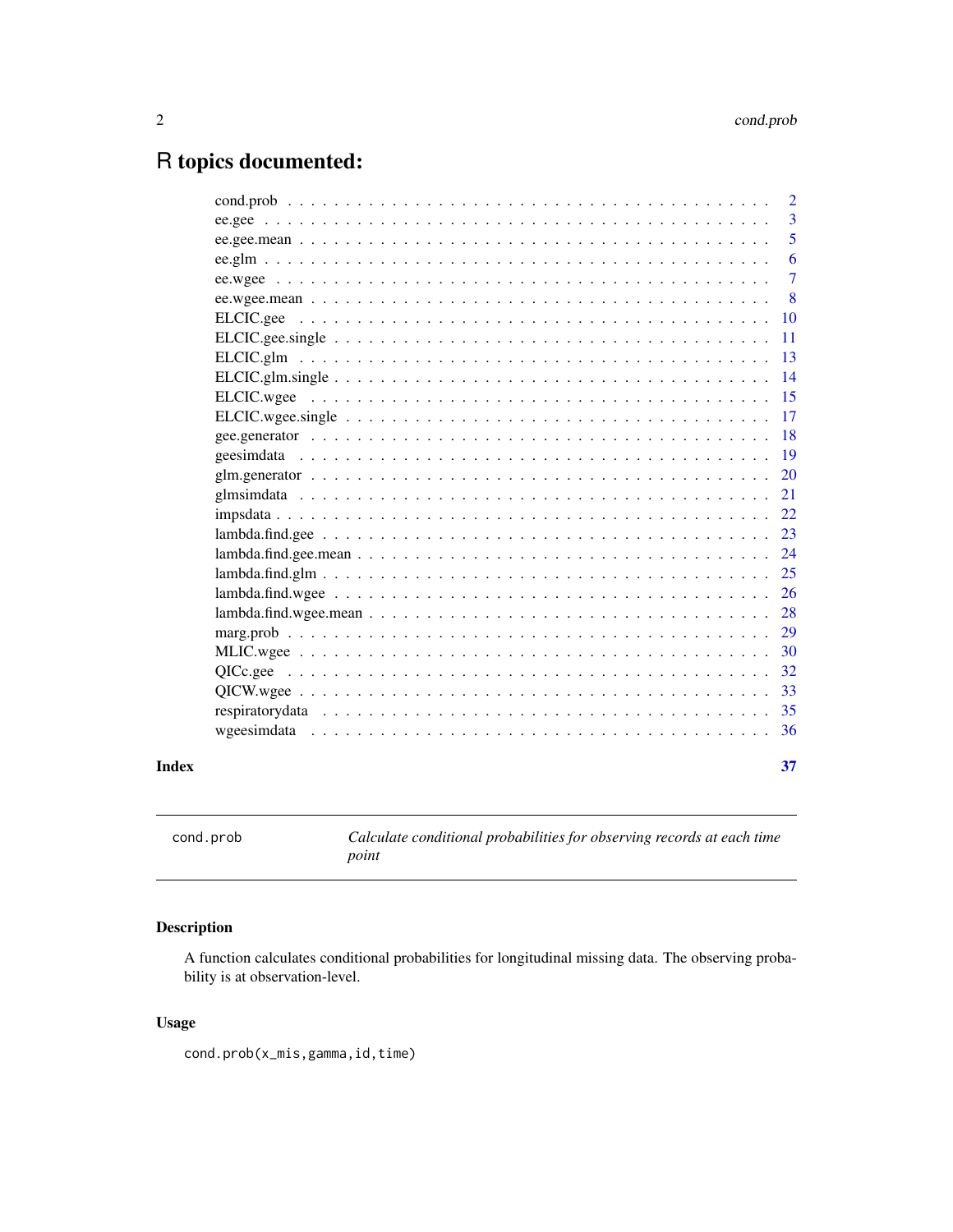# R topics documented:

| | |
|---|---|
| cond.prob | 2 |
| ee.gee | 3 |
| ee.gee.mean | 5 |
| ee.glm | 6 |
| ee.wgee | 7 |
| ee.wgee.mean | 8 |
| ELCIC.gee | 10 |
| ELCIC.gee.single | 11 |
| ELCIC.glm | 13 |
| ELCIC.glm.single | 14 |
| ELCIC.wgee | 15 |
| ELCIC.wgee.single | 17 |
| gee.generator | 18 |
| geesimdata | 19 |
| glm.generator | 20 |
| glmsimdata | 21 |
| impsdata | 22 |
| lambda.find.gee | 23 |
| lambda.find.gee.mean | 24 |
| lambda.find.glm | 25 |
| lambda.find.wgee | 26 |
| lambda.find.wgee.mean | 28 |
| marg.prob | 29 |
| MLIC.wgee | 30 |
| QICc.gee | 32 |
| QICW.wgee | 33 |
| respiratorydata | 35 |
| wgeesimdata | 36 |
| **Index** | **37** |

---

## cond.prob — *Calculate conditional probabilities for observing records at each time point*

### Description

A function calculates conditional probabilities for longitudinal missing data. The observing probability is at observation-level.

### Usage

```
cond.prob(x_mis,gamma,id,time)
```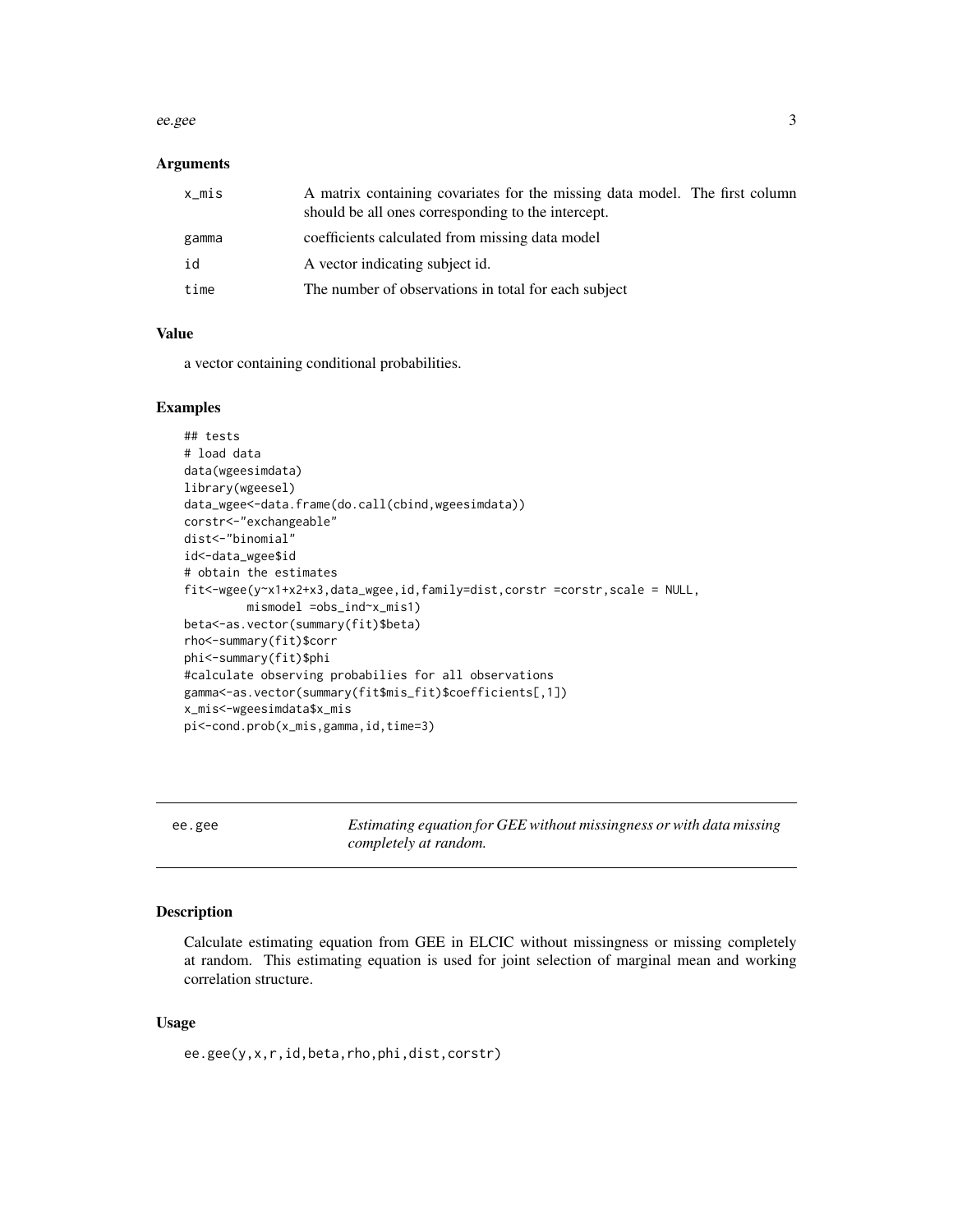### Arguments

| | |
|---|---|
| x_mis | A matrix containing covariates for the missing data model. The first column should be all ones corresponding to the intercept. |
| gamma | coefficients calculated from missing data model |
| id | A vector indicating subject id. |
| time | The number of observations in total for each subject |

### Value

a vector containing conditional probabilities.

### Examples

```
## tests
# load data
data(wgeesimdata)
library(wgeesel)
data_wgee<-data.frame(do.call(cbind,wgeesimdata))
corstr<-"exchangeable"
dist<-"binomial"
id<-data_wgee$id
# obtain the estimates
fit<-wgee(y~x1+x2+x3,data_wgee,id,family=dist,corstr =corstr,scale = NULL,
        mismodel =obs_ind~x_mis1)
beta<-as.vector(summary(fit)$beta)
rho<-summary(fit)$corr
phi<-summary(fit)$phi
#calculate observing probabilies for all observations
gamma<-as.vector(summary(fit$mis_fit)$coefficients[,1])
x_mis<-wgeesimdata$x_mis
pi<-cond.prob(x_mis,gamma,id,time=3)
```

---

## ee.gee    *Estimating equation for GEE without missingness or with data missing completely at random.*

---

### Description

Calculate estimating equation from GEE in ELCIC without missingness or missing completely at random. This estimating equation is used for joint selection of marginal mean and working correlation structure.

### Usage

```
ee.gee(y,x,r,id,beta,rho,phi,dist,corstr)
```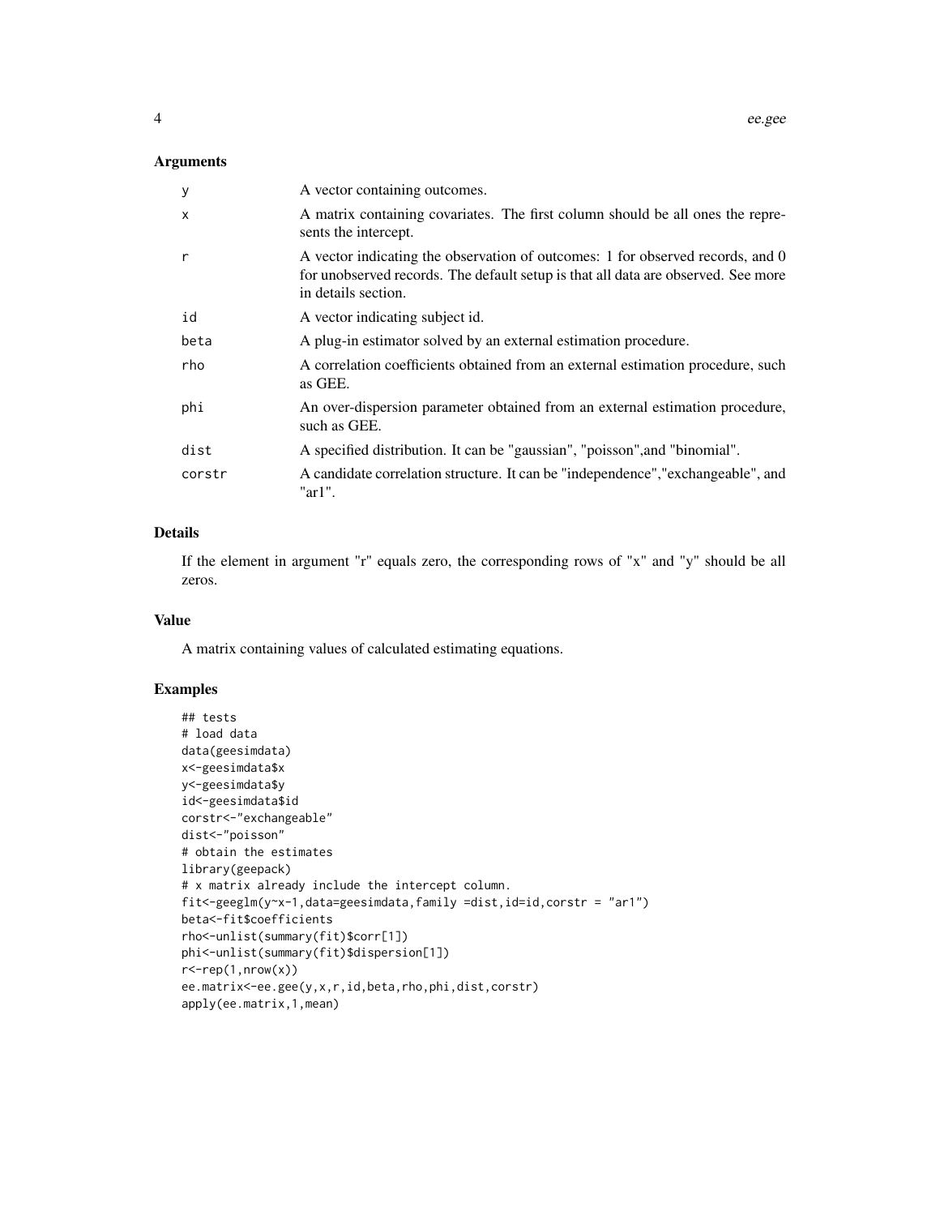### Arguments

| | |
|---|---|
| y | A vector containing outcomes. |
| x | A matrix containing covariates. The first column should be all ones the represents the intercept. |
| r | A vector indicating the observation of outcomes: 1 for observed records, and 0 for unobserved records. The default setup is that all data are observed. See more in details section. |
| id | A vector indicating subject id. |
| beta | A plug-in estimator solved by an external estimation procedure. |
| rho | A correlation coefficients obtained from an external estimation procedure, such as GEE. |
| phi | An over-dispersion parameter obtained from an external estimation procedure, such as GEE. |
| dist | A specified distribution. It can be "gaussian", "poisson",and "binomial". |
| corstr | A candidate correlation structure. It can be "independence","exchangeable", and "ar1". |

### Details

If the element in argument "r" equals zero, the corresponding rows of "x" and "y" should be all zeros.

### Value

A matrix containing values of calculated estimating equations.

### Examples

```
## tests
# load data
data(geesimdata)
x<-geesimdata$x
y<-geesimdata$y
id<-geesimdata$id
corstr<-"exchangeable"
dist<-"poisson"
# obtain the estimates
library(geepack)
# x matrix already include the intercept column.
fit<-geeglm(y~x-1,data=geesimdata,family =dist,id=id,corstr = "ar1")
beta<-fit$coefficients
rho<-unlist(summary(fit)$corr[1])
phi<-unlist(summary(fit)$dispersion[1])
r<-rep(1,nrow(x))
ee.matrix<-ee.gee(y,x,r,id,beta,rho,phi,dist,corstr)
apply(ee.matrix,1,mean)
```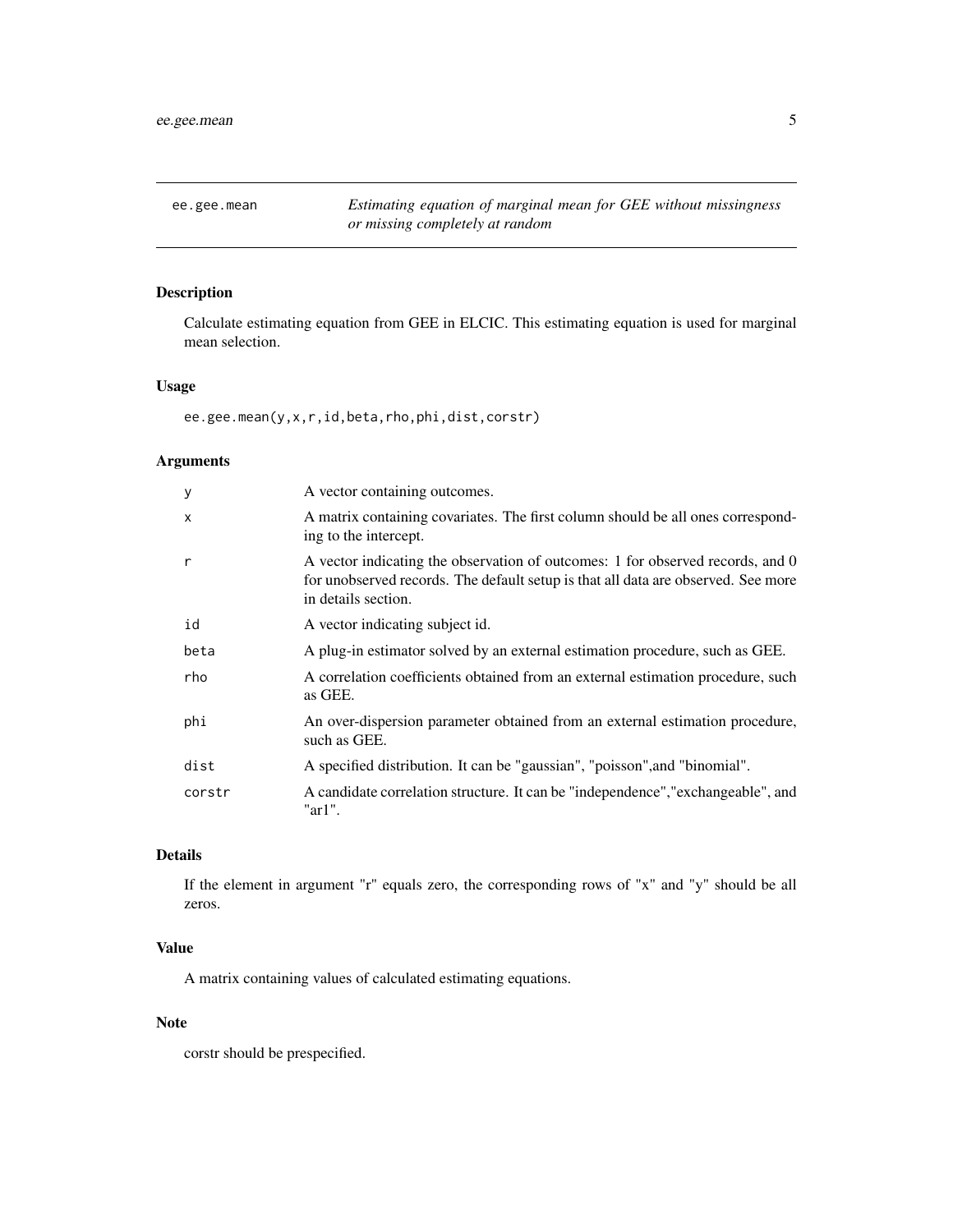# ee.gee.mean

*Estimating equation of marginal mean for GEE without missingness or missing completely at random*

## Description

Calculate estimating equation from GEE in ELCIC. This estimating equation is used for marginal mean selection.

## Usage

```
ee.gee.mean(y,x,r,id,beta,rho,phi,dist,corstr)
```

## Arguments

| | |
|---|---|
| `y` | A vector containing outcomes. |
| `x` | A matrix containing covariates. The first column should be all ones corresponding to the intercept. |
| `r` | A vector indicating the observation of outcomes: 1 for observed records, and 0 for unobserved records. The default setup is that all data are observed. See more in details section. |
| `id` | A vector indicating subject id. |
| `beta` | A plug-in estimator solved by an external estimation procedure, such as GEE. |
| `rho` | A correlation coefficients obtained from an external estimation procedure, such as GEE. |
| `phi` | An over-dispersion parameter obtained from an external estimation procedure, such as GEE. |
| `dist` | A specified distribution. It can be "gaussian", "poisson",and "binomial". |
| `corstr` | A candidate correlation structure. It can be "independence","exchangeable", and "ar1". |

## Details

If the element in argument "r" equals zero, the corresponding rows of "x" and "y" should be all zeros.

## Value

A matrix containing values of calculated estimating equations.

## Note

corstr should be prespecified.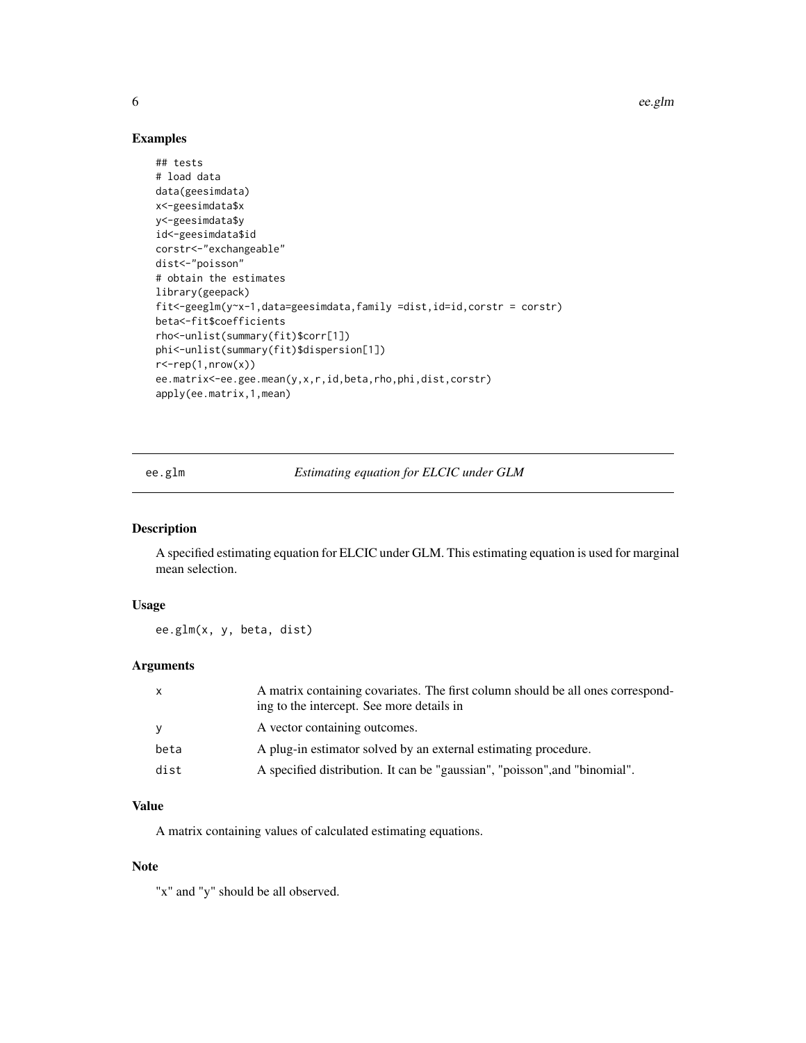## Examples

```
## tests
# load data
data(geesimdata)
x<-geesimdata$x
y<-geesimdata$y
id<-geesimdata$id
corstr<-"exchangeable"
dist<-"poisson"
# obtain the estimates
library(geepack)
fit<-geeglm(y~x-1,data=geesimdata,family =dist,id=id,corstr = corstr)
beta<-fit$coefficients
rho<-unlist(summary(fit)$corr[1])
phi<-unlist(summary(fit)$dispersion[1])
r<-rep(1,nrow(x))
ee.matrix<-ee.gee.mean(y,x,r,id,beta,rho,phi,dist,corstr)
apply(ee.matrix,1,mean)
```

---

# ee.glm *Estimating equation for ELCIC under GLM*

## Description

A specified estimating equation for ELCIC under GLM. This estimating equation is used for marginal mean selection.

## Usage

```
ee.glm(x, y, beta, dist)
```

## Arguments

| | |
|---|---|
| x | A matrix containing covariates. The first column should be all ones corresponding to the intercept. See more details in |
| y | A vector containing outcomes. |
| beta | A plug-in estimator solved by an external estimating procedure. |
| dist | A specified distribution. It can be "gaussian", "poisson",and "binomial". |

## Value

A matrix containing values of calculated estimating equations.

## Note

"x" and "y" should be all observed.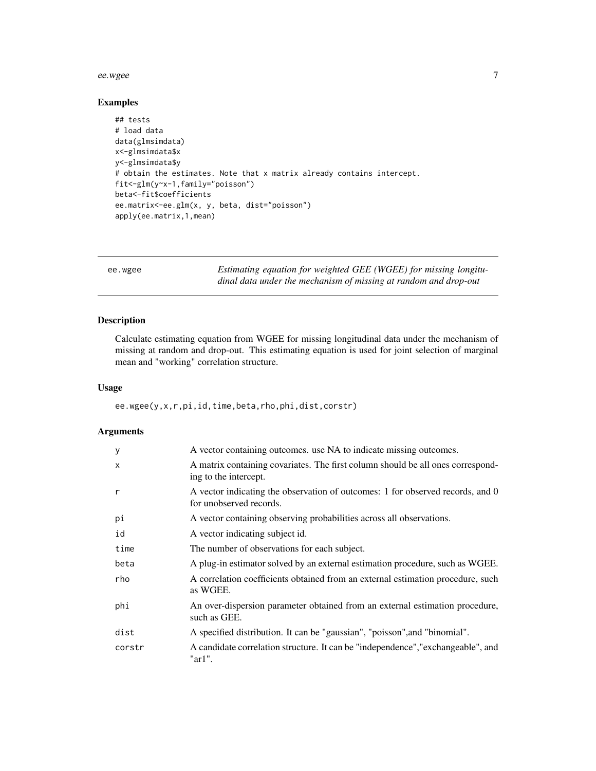### Examples

```
## tests
# load data
data(glmsimdata)
x<-glmsimdata$x
y<-glmsimdata$y
# obtain the estimates. Note that x matrix already contains intercept.
fit<-glm(y~x-1,family="poisson")
beta<-fit$coefficients
ee.matrix<-ee.glm(x, y, beta, dist="poisson")
apply(ee.matrix,1,mean)
```

---

## ee.wgee

*Estimating equation for weighted GEE (WGEE) for missing longitudinal data under the mechanism of missing at random and drop-out*

---

### Description

Calculate estimating equation from WGEE for missing longitudinal data under the mechanism of missing at random and drop-out. This estimating equation is used for joint selection of marginal mean and "working" correlation structure.

### Usage

```
ee.wgee(y,x,r,pi,id,time,beta,rho,phi,dist,corstr)
```

### Arguments

| | |
|---|---|
| y | A vector containing outcomes. use NA to indicate missing outcomes. |
| x | A matrix containing covariates. The first column should be all ones corresponding to the intercept. |
| r | A vector indicating the observation of outcomes: 1 for observed records, and 0 for unobserved records. |
| pi | A vector containing observing probabilities across all observations. |
| id | A vector indicating subject id. |
| time | The number of observations for each subject. |
| beta | A plug-in estimator solved by an external estimation procedure, such as WGEE. |
| rho | A correlation coefficients obtained from an external estimation procedure, such as WGEE. |
| phi | An over-dispersion parameter obtained from an external estimation procedure, such as GEE. |
| dist | A specified distribution. It can be "gaussian", "poisson",and "binomial". |
| corstr | A candidate correlation structure. It can be "independence","exchangeable", and "ar1". |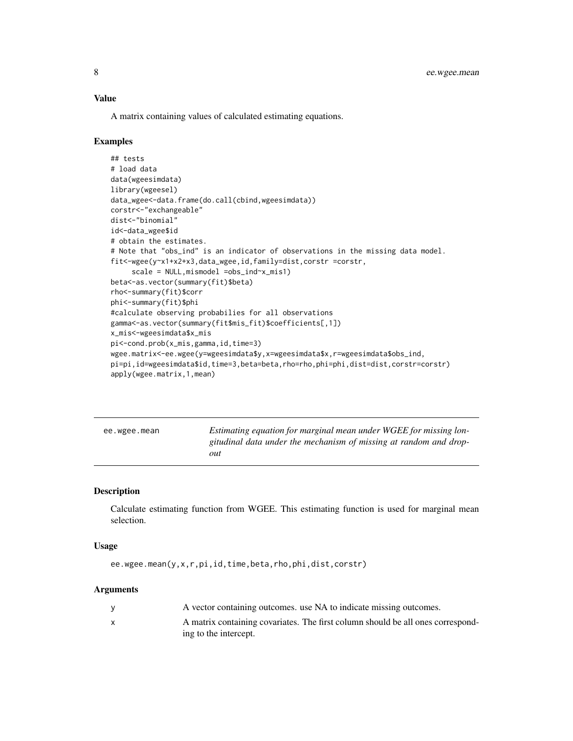### Value

A matrix containing values of calculated estimating equations.

### Examples

```
## tests
# load data
data(wgeesimdata)
library(wgeesel)
data_wgee<-data.frame(do.call(cbind,wgeesimdata))
corstr<-"exchangeable"
dist<-"binomial"
id<-data_wgee$id
# obtain the estimates.
# Note that "obs_ind" is an indicator of observations in the missing data model.
fit<-wgee(y~x1+x2+x3,data_wgee,id,family=dist,corstr =corstr,
     scale = NULL,mismodel =obs_ind~x_mis1)
beta<-as.vector(summary(fit)$beta)
rho<-summary(fit)$corr
phi<-summary(fit)$phi
#calculate observing probabilies for all observations
gamma<-as.vector(summary(fit$mis_fit)$coefficients[,1])
x_mis<-wgeesimdata$x_mis
pi<-cond.prob(x_mis,gamma,id,time=3)
wgee.matrix<-ee.wgee(y=wgeesimdata$y,x=wgeesimdata$x,r=wgeesimdata$obs_ind,
pi=pi,id=wgeesimdata$id,time=3,beta=beta,rho=rho,phi=phi,dist=dist,corstr=corstr)
apply(wgee.matrix,1,mean)
```

---

## ee.wgee.mean — *Estimating equation for marginal mean under WGEE for missing longitudinal data under the mechanism of missing at random and drop-out*

---

### Description

Calculate estimating function from WGEE. This estimating function is used for marginal mean selection.

### Usage

```
ee.wgee.mean(y,x,r,pi,id,time,beta,rho,phi,dist,corstr)
```

### Arguments

| | |
|---|---|
| y | A vector containing outcomes. use NA to indicate missing outcomes. |
| x | A matrix containing covariates. The first column should be all ones corresponding to the intercept. |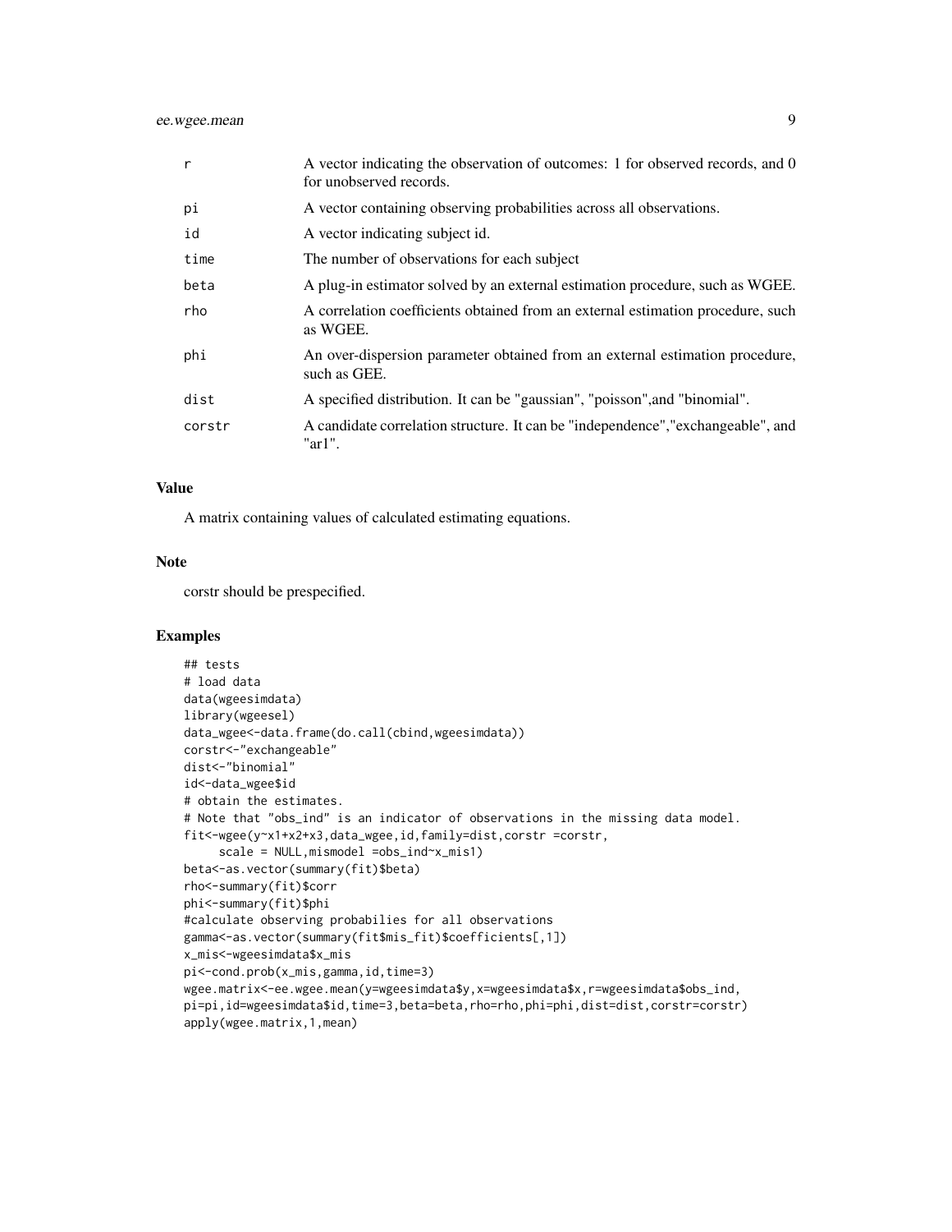| | |
|---|---|
| r | A vector indicating the observation of outcomes: 1 for observed records, and 0 for unobserved records. |
| pi | A vector containing observing probabilities across all observations. |
| id | A vector indicating subject id. |
| time | The number of observations for each subject |
| beta | A plug-in estimator solved by an external estimation procedure, such as WGEE. |
| rho | A correlation coefficients obtained from an external estimation procedure, such as WGEE. |
| phi | An over-dispersion parameter obtained from an external estimation procedure, such as GEE. |
| dist | A specified distribution. It can be "gaussian", "poisson",and "binomial". |
| corstr | A candidate correlation structure. It can be "independence","exchangeable", and "ar1". |

### Value

A matrix containing values of calculated estimating equations.

### Note

corstr should be prespecified.

### Examples

```
## tests
# load data
data(wgeesimdata)
library(wgeesel)
data_wgee<-data.frame(do.call(cbind,wgeesimdata))
corstr<-"exchangeable"
dist<-"binomial"
id<-data_wgee$id
# obtain the estimates.
# Note that "obs_ind" is an indicator of observations in the missing data model.
fit<-wgee(y~x1+x2+x3,data_wgee,id,family=dist,corstr =corstr,
     scale = NULL,mismodel =obs_ind~x_mis1)
beta<-as.vector(summary(fit)$beta)
rho<-summary(fit)$corr
phi<-summary(fit)$phi
#calculate observing probabilies for all observations
gamma<-as.vector(summary(fit$mis_fit)$coefficients[,1])
x_mis<-wgeesimdata$x_mis
pi<-cond.prob(x_mis,gamma,id,time=3)
wgee.matrix<-ee.wgee.mean(y=wgeesimdata$y,x=wgeesimdata$x,r=wgeesimdata$obs_ind,
pi=pi,id=wgeesimdata$id,time=3,beta=beta,rho=rho,phi=phi,dist=dist,corstr=corstr)
apply(wgee.matrix,1,mean)
```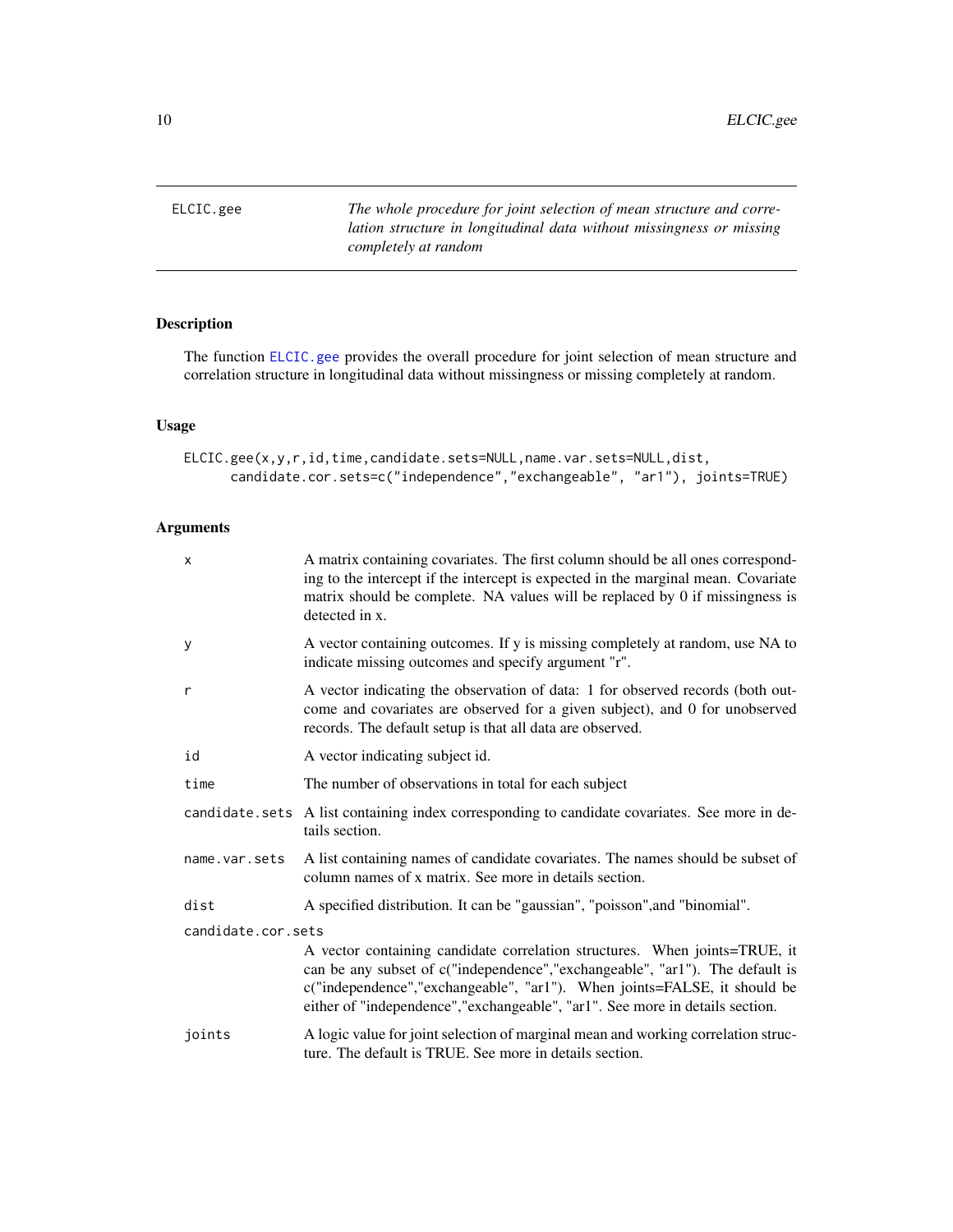# ELCIC.gee

*The whole procedure for joint selection of mean structure and correlation structure in longitudinal data without missingness or missing completely at random*

## Description

The function ELCIC.gee provides the overall procedure for joint selection of mean structure and correlation structure in longitudinal data without missingness or missing completely at random.

## Usage

```
ELCIC.gee(x,y,r,id,time,candidate.sets=NULL,name.var.sets=NULL,dist,
      candidate.cor.sets=c("independence","exchangeable", "ar1"), joints=TRUE)
```

## Arguments

| | |
|---|---|
| x | A matrix containing covariates. The first column should be all ones corresponding to the intercept if the intercept is expected in the marginal mean. Covariate matrix should be complete. NA values will be replaced by 0 if missingness is detected in x. |
| y | A vector containing outcomes. If y is missing completely at random, use NA to indicate missing outcomes and specify argument "r". |
| r | A vector indicating the observation of data: 1 for observed records (both outcome and covariates are observed for a given subject), and 0 for unobserved records. The default setup is that all data are observed. |
| id | A vector indicating subject id. |
| time | The number of observations in total for each subject |
| candidate.sets | A list containing index corresponding to candidate covariates. See more in details section. |
| name.var.sets | A list containing names of candidate covariates. The names should be subset of column names of x matrix. See more in details section. |
| dist | A specified distribution. It can be "gaussian", "poisson",and "binomial". |
| candidate.cor.sets | A vector containing candidate correlation structures. When joints=TRUE, it can be any subset of c("independence","exchangeable", "ar1"). The default is c("independence","exchangeable", "ar1"). When joints=FALSE, it should be either of "independence","exchangeable", "ar1". See more in details section. |
| joints | A logic value for joint selection of marginal mean and working correlation structure. The default is TRUE. See more in details section. |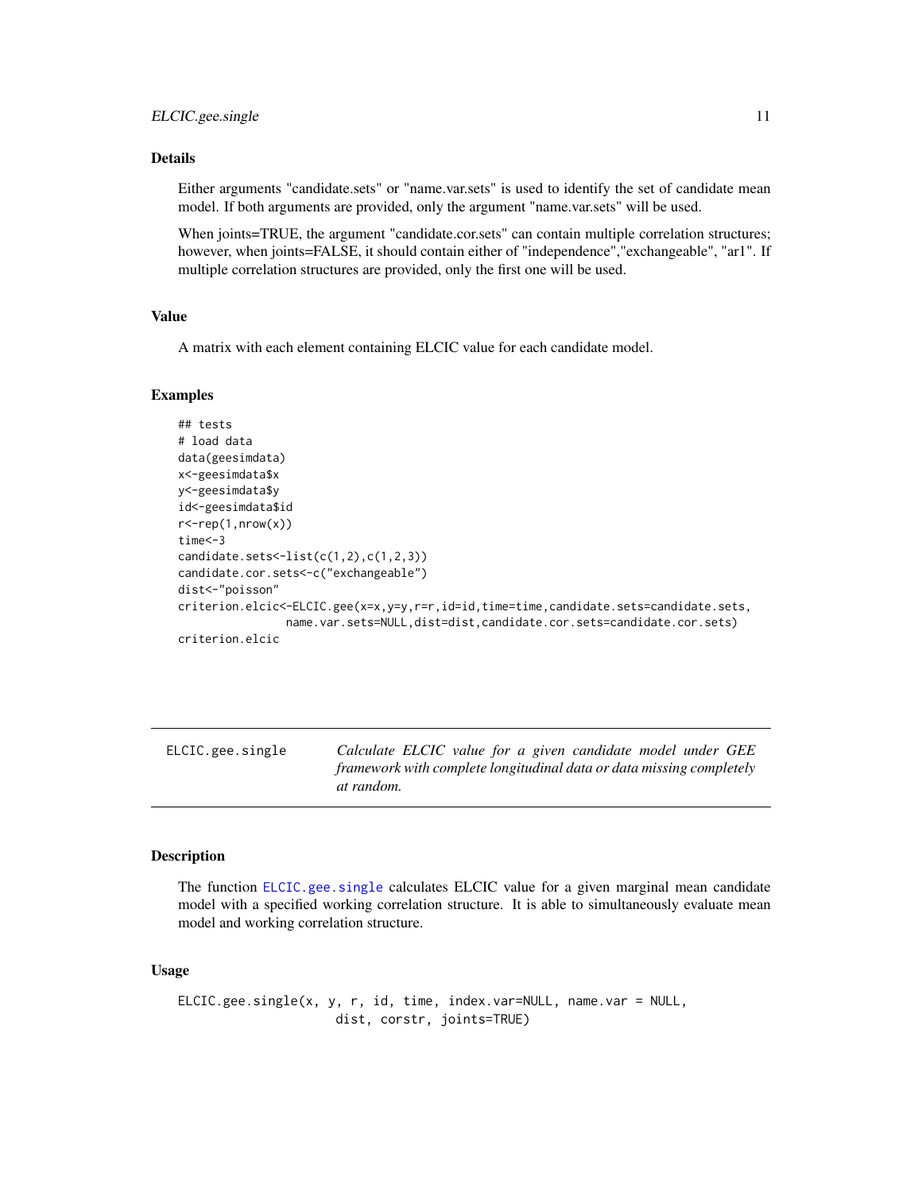## Details

Either arguments "candidate.sets" or "name.var.sets" is used to identify the set of candidate mean model. If both arguments are provided, only the argument "name.var.sets" will be used.

When joints=TRUE, the argument "candidate.cor.sets" can contain multiple correlation structures; however, when joints=FALSE, it should contain either of "independence","exchangeable", "ar1". If multiple correlation structures are provided, only the first one will be used.

## Value

A matrix with each element containing ELCIC value for each candidate model.

## Examples

```
## tests
# load data
data(geesimdata)
x<-geesimdata$x
y<-geesimdata$y
id<-geesimdata$id
r<-rep(1,nrow(x))
time<-3
candidate.sets<-list(c(1,2),c(1,2,3))
candidate.cor.sets<-c("exchangeable")
dist<-"poisson"
criterion.elcic<-ELCIC.gee(x=x,y=y,r=r,id=id,time=time,candidate.sets=candidate.sets,
                name.var.sets=NULL,dist=dist,candidate.cor.sets=candidate.cor.sets)
criterion.elcic
```

---

| ELCIC.gee.single | *Calculate ELCIC value for a given candidate model under GEE framework with complete longitudinal data or data missing completely at random.* |
|---|---|

---

## Description

The function ELCIC.gee.single calculates ELCIC value for a given marginal mean candidate model with a specified working correlation structure. It is able to simultaneously evaluate mean model and working correlation structure.

## Usage

```
ELCIC.gee.single(x, y, r, id, time, index.var=NULL, name.var = NULL,
                 dist, corstr, joints=TRUE)
```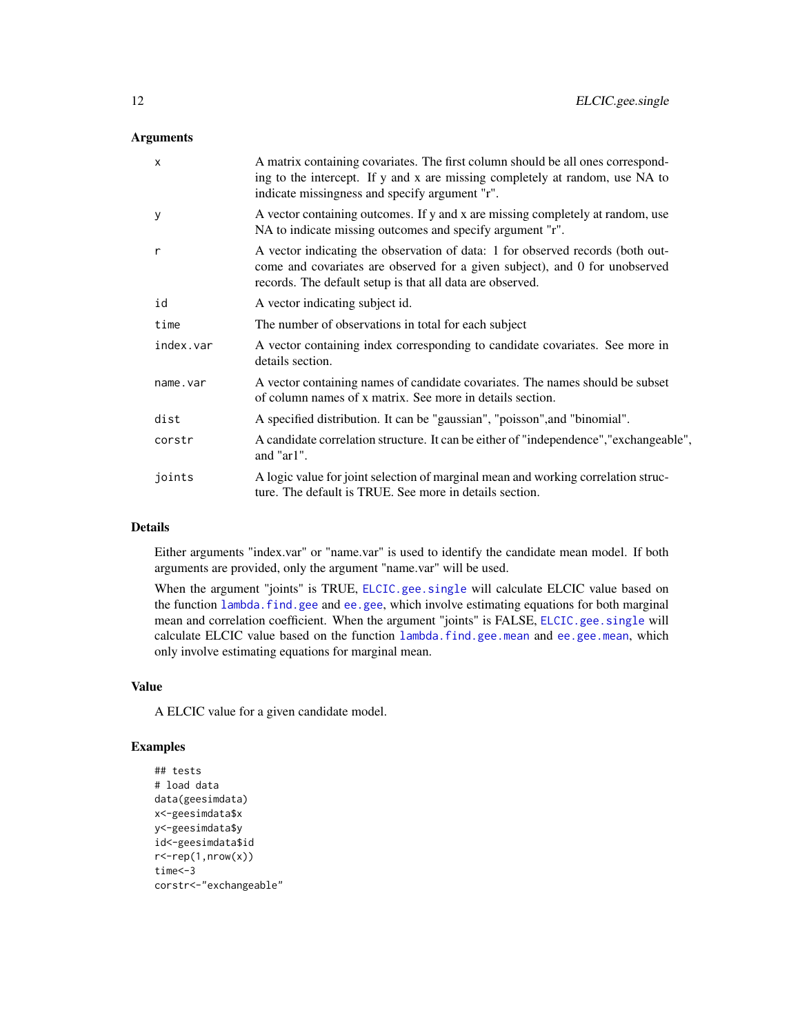## Arguments

| | |
|---|---|
| x | A matrix containing covariates. The first column should be all ones corresponding to the intercept. If y and x are missing completely at random, use NA to indicate missingness and specify argument "r". |
| y | A vector containing outcomes. If y and x are missing completely at random, use NA to indicate missing outcomes and specify argument "r". |
| r | A vector indicating the observation of data: 1 for observed records (both outcome and covariates are observed for a given subject), and 0 for unobserved records. The default setup is that all data are observed. |
| id | A vector indicating subject id. |
| time | The number of observations in total for each subject |
| index.var | A vector containing index corresponding to candidate covariates. See more in details section. |
| name.var | A vector containing names of candidate covariates. The names should be subset of column names of x matrix. See more in details section. |
| dist | A specified distribution. It can be "gaussian", "poisson",and "binomial". |
| corstr | A candidate correlation structure. It can be either of "independence","exchangeable", and "ar1". |
| joints | A logic value for joint selection of marginal mean and working correlation structure. The default is TRUE. See more in details section. |

## Details

Either arguments "index.var" or "name.var" is used to identify the candidate mean model. If both arguments are provided, only the argument "name.var" will be used.

When the argument "joints" is TRUE, ELCIC.gee.single will calculate ELCIC value based on the function lambda.find.gee and ee.gee, which involve estimating equations for both marginal mean and correlation coefficient. When the argument "joints" is FALSE, ELCIC.gee.single will calculate ELCIC value based on the function lambda.find.gee.mean and ee.gee.mean, which only involve estimating equations for marginal mean.

## Value

A ELCIC value for a given candidate model.

## Examples

```
## tests
# load data
data(geesimdata)
x<-geesimdata$x
y<-geesimdata$y
id<-geesimdata$id
r<-rep(1,nrow(x))
time<-3
corstr<-"exchangeable"
```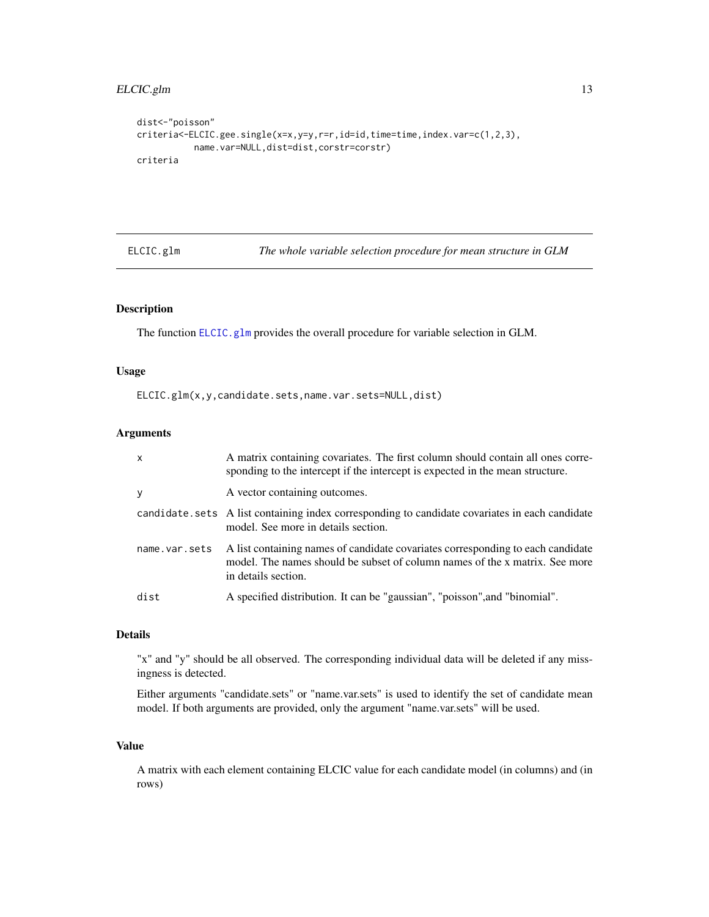```
dist<-"poisson"
criteria<-ELCIC.gee.single(x=x,y=y,r=r,id=id,time=time,index.var=c(1,2,3),
          name.var=NULL,dist=dist,corstr=corstr)
criteria
```

---

| ELCIC.glm | *The whole variable selection procedure for mean structure in GLM* |
|---|---|

## Description

The function `ELCIC.glm` provides the overall procedure for variable selection in GLM.

## Usage

```
ELCIC.glm(x,y,candidate.sets,name.var.sets=NULL,dist)
```

## Arguments

| | |
|---|---|
| `x` | A matrix containing covariates. The first column should contain all ones corresponding to the intercept if the intercept is expected in the mean structure. |
| `y` | A vector containing outcomes. |
| `candidate.sets` | A list containing index corresponding to candidate covariates in each candidate model. See more in details section. |
| `name.var.sets` | A list containing names of candidate covariates corresponding to each candidate model. The names should be subset of column names of the x matrix. See more in details section. |
| `dist` | A specified distribution. It can be "gaussian", "poisson",and "binomial". |

## Details

"x" and "y" should be all observed. The corresponding individual data will be deleted if any missingness is detected.

Either arguments "candidate.sets" or "name.var.sets" is used to identify the set of candidate mean model. If both arguments are provided, only the argument "name.var.sets" will be used.

## Value

A matrix with each element containing ELCIC value for each candidate model (in columns) and (in rows)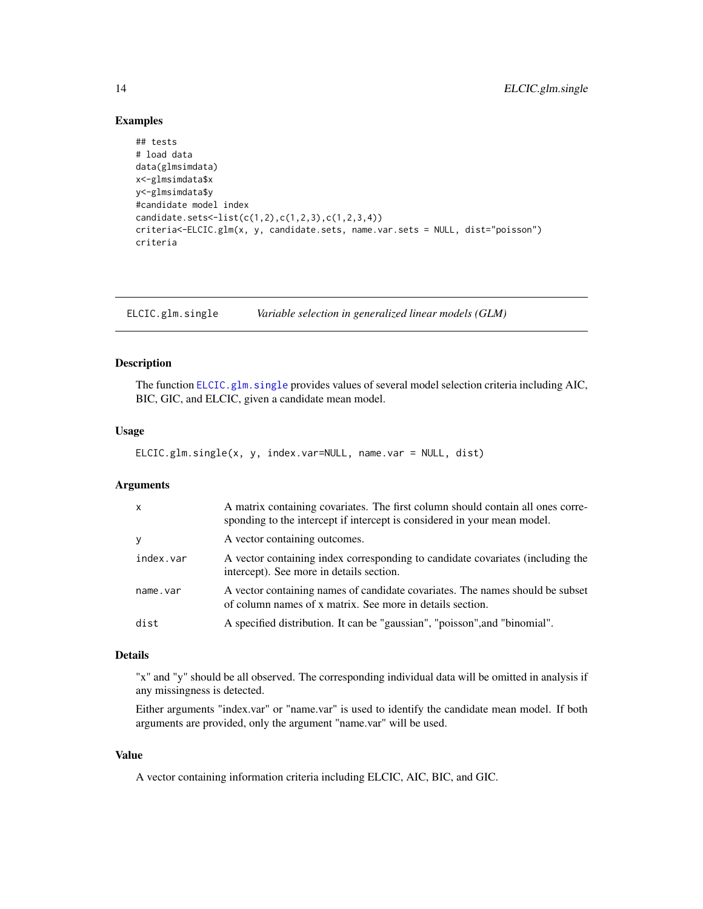## Examples

```
## tests
# load data
data(glmsimdata)
x<-glmsimdata$x
y<-glmsimdata$y
#candidate model index
candidate.sets<-list(c(1,2),c(1,2,3),c(1,2,3,4))
criteria<-ELCIC.glm(x, y, candidate.sets, name.var.sets = NULL, dist="poisson")
criteria
```

---

# ELCIC.glm.single — *Variable selection in generalized linear models (GLM)*

---

## Description

The function ELCIC.glm.single provides values of several model selection criteria including AIC, BIC, GIC, and ELCIC, given a candidate mean model.

## Usage

```
ELCIC.glm.single(x, y, index.var=NULL, name.var = NULL, dist)
```

## Arguments

| | |
|---|---|
| x | A matrix containing covariates. The first column should contain all ones corresponding to the intercept if intercept is considered in your mean model. |
| y | A vector containing outcomes. |
| index.var | A vector containing index corresponding to candidate covariates (including the intercept). See more in details section. |
| name.var | A vector containing names of candidate covariates. The names should be subset of column names of x matrix. See more in details section. |
| dist | A specified distribution. It can be "gaussian", "poisson",and "binomial". |

## Details

"x" and "y" should be all observed. The corresponding individual data will be omitted in analysis if any missingness is detected.

Either arguments "index.var" or "name.var" is used to identify the candidate mean model. If both arguments are provided, only the argument "name.var" will be used.

## Value

A vector containing information criteria including ELCIC, AIC, BIC, and GIC.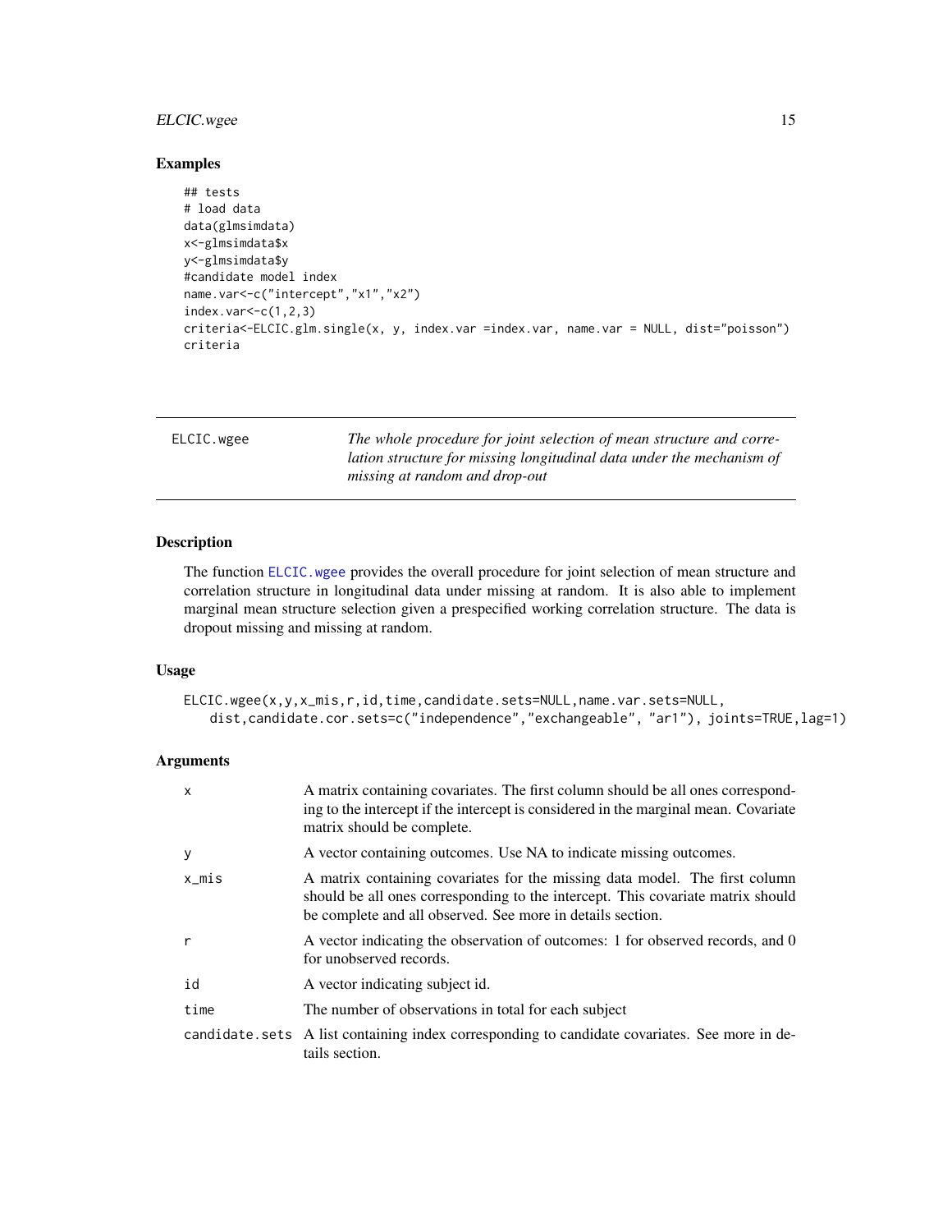## Examples

```
## tests
# load data
data(glmsimdata)
x<-glmsimdata$x
y<-glmsimdata$y
#candidate model index
name.var<-c("intercept","x1","x2")
index.var<-c(1,2,3)
criteria<-ELCIC.glm.single(x, y, index.var =index.var, name.var = NULL, dist="poisson")
criteria
```

---

# ELCIC.wgee

*The whole procedure for joint selection of mean structure and correlation structure for missing longitudinal data under the mechanism of missing at random and drop-out*

---

## Description

The function ELCIC.wgee provides the overall procedure for joint selection of mean structure and correlation structure in longitudinal data under missing at random. It is also able to implement marginal mean structure selection given a prespecified working correlation structure. The data is dropout missing and missing at random.

## Usage

```
ELCIC.wgee(x,y,x_mis,r,id,time,candidate.sets=NULL,name.var.sets=NULL,
   dist,candidate.cor.sets=c("independence","exchangeable", "ar1"), joints=TRUE,lag=1)
```

## Arguments

| | |
|---|---|
| x | A matrix containing covariates. The first column should be all ones corresponding to the intercept if the intercept is considered in the marginal mean. Covariate matrix should be complete. |
| y | A vector containing outcomes. Use NA to indicate missing outcomes. |
| x_mis | A matrix containing covariates for the missing data model. The first column should be all ones corresponding to the intercept. This covariate matrix should be complete and all observed. See more in details section. |
| r | A vector indicating the observation of outcomes: 1 for observed records, and 0 for unobserved records. |
| id | A vector indicating subject id. |
| time | The number of observations in total for each subject |
| candidate.sets | A list containing index corresponding to candidate covariates. See more in details section. |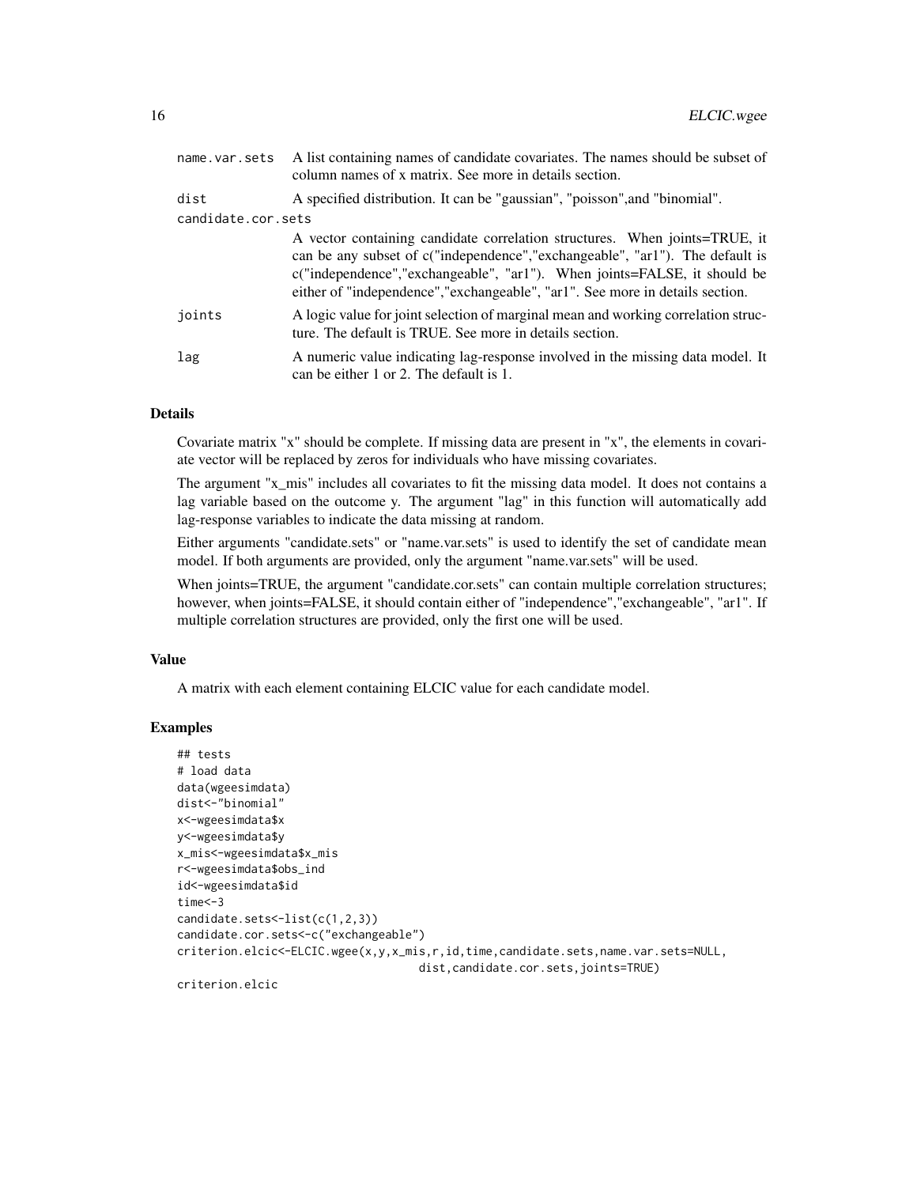| | |
|---|---|
| name.var.sets | A list containing names of candidate covariates. The names should be subset of column names of x matrix. See more in details section. |
| dist | A specified distribution. It can be "gaussian", "poisson",and "binomial". |
| candidate.cor.sets | A vector containing candidate correlation structures. When joints=TRUE, it can be any subset of c("independence","exchangeable", "ar1"). The default is c("independence","exchangeable", "ar1"). When joints=FALSE, it should be either of "independence","exchangeable", "ar1". See more in details section. |
| joints | A logic value for joint selection of marginal mean and working correlation structure. The default is TRUE. See more in details section. |
| lag | A numeric value indicating lag-response involved in the missing data model. It can be either 1 or 2. The default is 1. |

### Details

Covariate matrix "x" should be complete. If missing data are present in "x", the elements in covariate vector will be replaced by zeros for individuals who have missing covariates.

The argument "x_mis" includes all covariates to fit the missing data model. It does not contains a lag variable based on the outcome y. The argument "lag" in this function will automatically add lag-response variables to indicate the data missing at random.

Either arguments "candidate.sets" or "name.var.sets" is used to identify the set of candidate mean model. If both arguments are provided, only the argument "name.var.sets" will be used.

When joints=TRUE, the argument "candidate.cor.sets" can contain multiple correlation structures; however, when joints=FALSE, it should contain either of "independence","exchangeable", "ar1". If multiple correlation structures are provided, only the first one will be used.

### Value

A matrix with each element containing ELCIC value for each candidate model.

### Examples

```
## tests
# load data
data(wgeesimdata)
dist<-"binomial"
x<-wgeesimdata$x
y<-wgeesimdata$y
x_mis<-wgeesimdata$x_mis
r<-wgeesimdata$obs_ind
id<-wgeesimdata$id
time<-3
candidate.sets<-list(c(1,2,3))
candidate.cor.sets<-c("exchangeable")
criterion.elcic<-ELCIC.wgee(x,y,x_mis,r,id,time,candidate.sets,name.var.sets=NULL,
                                    dist,candidate.cor.sets,joints=TRUE)
criterion.elcic
```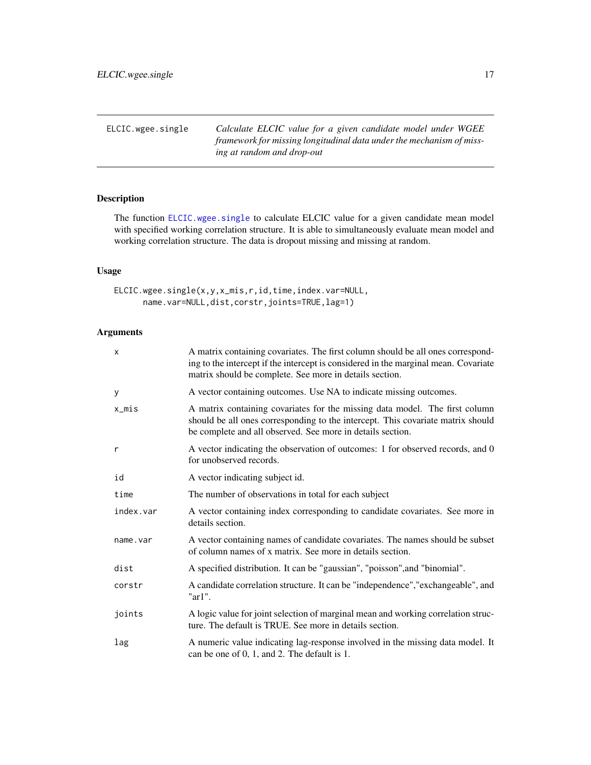ELCIC.wgee.single — *Calculate ELCIC value for a given candidate model under WGEE framework for missing longitudinal data under the mechanism of missing at random and drop-out*

## Description

The function ELCIC.wgee.single to calculate ELCIC value for a given candidate mean model with specified working correlation structure. It is able to simultaneously evaluate mean model and working correlation structure. The data is dropout missing and missing at random.

## Usage

```
ELCIC.wgee.single(x,y,x_mis,r,id,time,index.var=NULL,
      name.var=NULL,dist,corstr,joints=TRUE,lag=1)
```

## Arguments

| | |
|---|---|
| x | A matrix containing covariates. The first column should be all ones corresponding to the intercept if the intercept is considered in the marginal mean. Covariate matrix should be complete. See more in details section. |
| y | A vector containing outcomes. Use NA to indicate missing outcomes. |
| x_mis | A matrix containing covariates for the missing data model. The first column should be all ones corresponding to the intercept. This covariate matrix should be complete and all observed. See more in details section. |
| r | A vector indicating the observation of outcomes: 1 for observed records, and 0 for unobserved records. |
| id | A vector indicating subject id. |
| time | The number of observations in total for each subject |
| index.var | A vector containing index corresponding to candidate covariates. See more in details section. |
| name.var | A vector containing names of candidate covariates. The names should be subset of column names of x matrix. See more in details section. |
| dist | A specified distribution. It can be "gaussian", "poisson",and "binomial". |
| corstr | A candidate correlation structure. It can be "independence","exchangeable", and "ar1". |
| joints | A logic value for joint selection of marginal mean and working correlation structure. The default is TRUE. See more in details section. |
| lag | A numeric value indicating lag-response involved in the missing data model. It can be one of 0, 1, and 2. The default is 1. |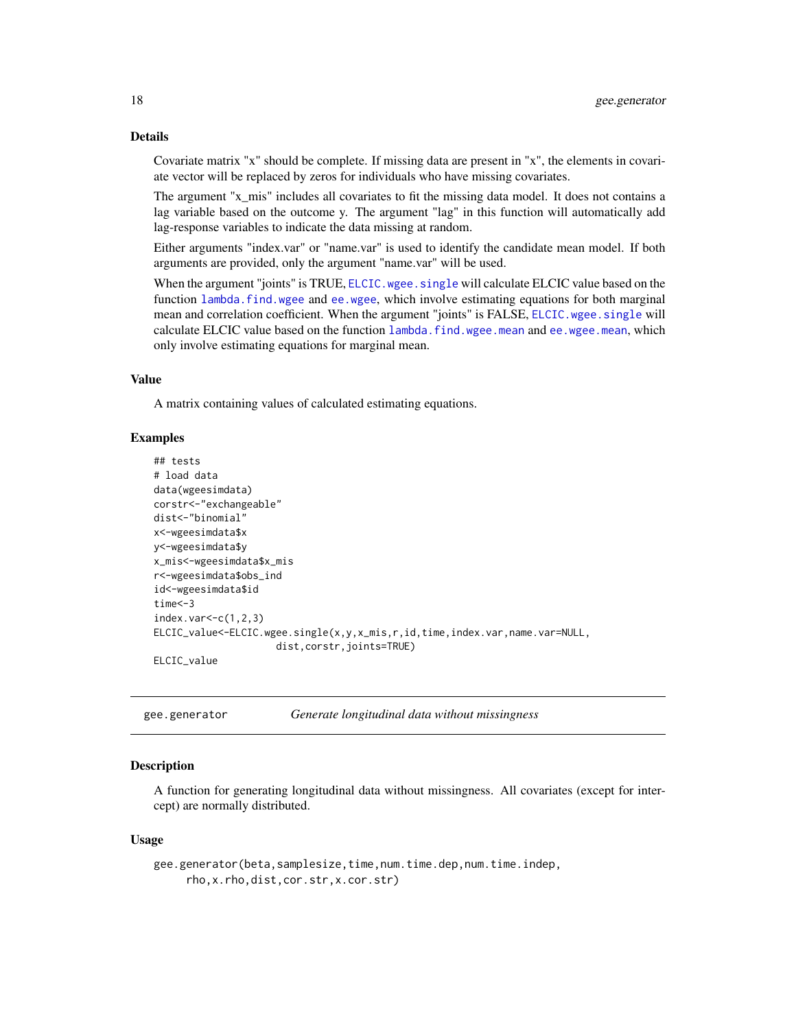### Details

Covariate matrix "x" should be complete. If missing data are present in "x", the elements in covariate vector will be replaced by zeros for individuals who have missing covariates.

The argument "x_mis" includes all covariates to fit the missing data model. It does not contains a lag variable based on the outcome y. The argument "lag" in this function will automatically add lag-response variables to indicate the data missing at random.

Either arguments "index.var" or "name.var" is used to identify the candidate mean model. If both arguments are provided, only the argument "name.var" will be used.

When the argument "joints" is TRUE, `ELCIC.wgee.single` will calculate ELCIC value based on the function `lambda.find.wgee` and `ee.wgee`, which involve estimating equations for both marginal mean and correlation coefficient. When the argument "joints" is FALSE, `ELCIC.wgee.single` will calculate ELCIC value based on the function `lambda.find.wgee.mean` and `ee.wgee.mean`, which only involve estimating equations for marginal mean.

### Value

A matrix containing values of calculated estimating equations.

### Examples

```
## tests
# load data
data(wgeesimdata)
corstr<-"exchangeable"
dist<-"binomial"
x<-wgeesimdata$x
y<-wgeesimdata$y
x_mis<-wgeesimdata$x_mis
r<-wgeesimdata$obs_ind
id<-wgeesimdata$id
time<-3
index.var<-c(1,2,3)
ELCIC_value<-ELCIC.wgee.single(x,y,x_mis,r,id,time,index.var,name.var=NULL,
                    dist,corstr,joints=TRUE)
ELCIC_value
```

---

## gee.generator — *Generate longitudinal data without missingness*

### Description

A function for generating longitudinal data without missingness. All covariates (except for intercept) are normally distributed.

### Usage

```
gee.generator(beta,samplesize,time,num.time.dep,num.time.indep,
     rho,x.rho,dist,cor.str,x.cor.str)
```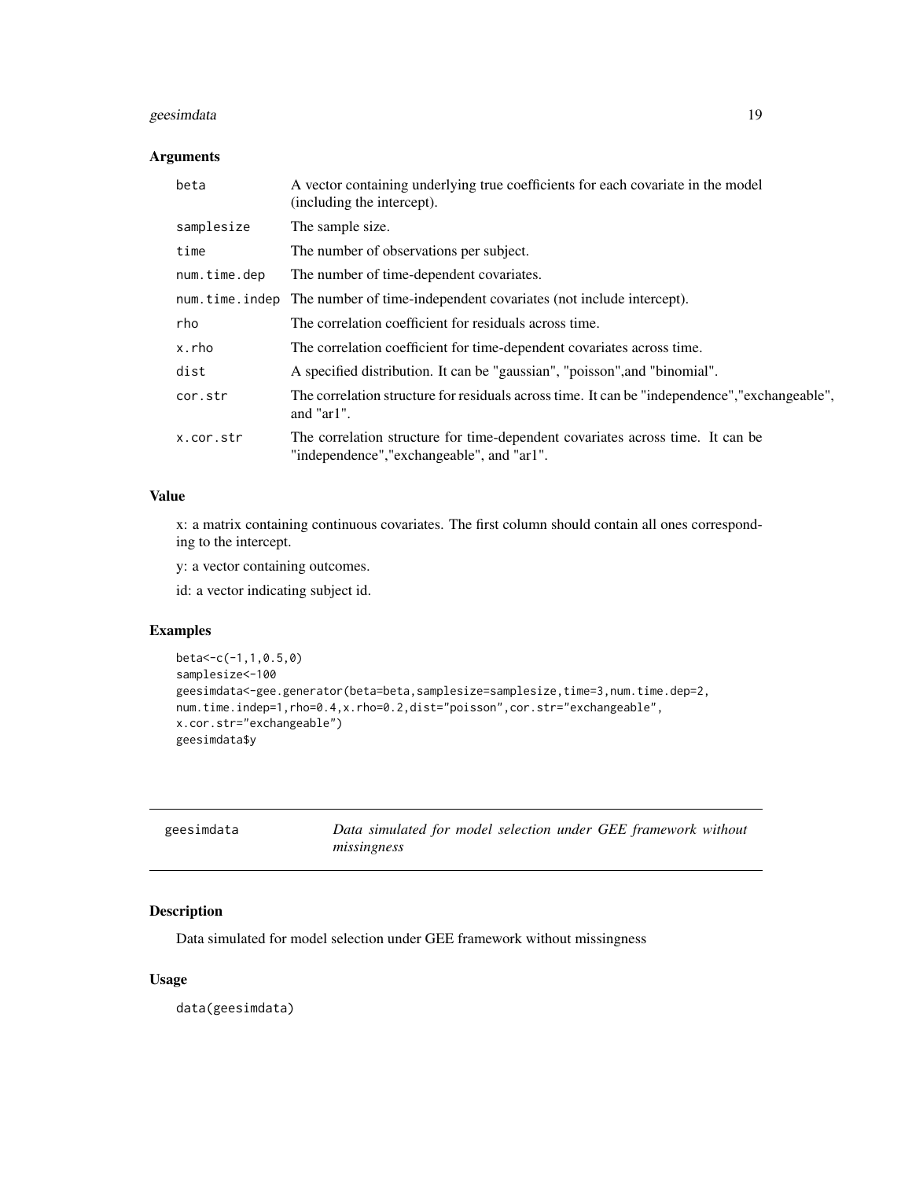### Arguments

| | |
|---|---|
| beta | A vector containing underlying true coefficients for each covariate in the model (including the intercept). |
| samplesize | The sample size. |
| time | The number of observations per subject. |
| num.time.dep | The number of time-dependent covariates. |
| num.time.indep | The number of time-independent covariates (not include intercept). |
| rho | The correlation coefficient for residuals across time. |
| x.rho | The correlation coefficient for time-dependent covariates across time. |
| dist | A specified distribution. It can be "gaussian", "poisson",and "binomial". |
| cor.str | The correlation structure for residuals across time. It can be "independence","exchangeable", and "ar1". |
| x.cor.str | The correlation structure for time-dependent covariates across time. It can be "independence","exchangeable", and "ar1". |

### Value

x: a matrix containing continuous covariates. The first column should contain all ones corresponding to the intercept.

y: a vector containing outcomes.

id: a vector indicating subject id.

### Examples

```
beta<-c(-1,1,0.5,0)
samplesize<-100
geesimdata<-gee.generator(beta=beta,samplesize=samplesize,time=3,num.time.dep=2,
num.time.indep=1,rho=0.4,x.rho=0.2,dist="poisson",cor.str="exchangeable",
x.cor.str="exchangeable")
geesimdata$y
```

---

## geesimdata — *Data simulated for model selection under GEE framework without missingness*

### Description

Data simulated for model selection under GEE framework without missingness

### Usage

```
data(geesimdata)
```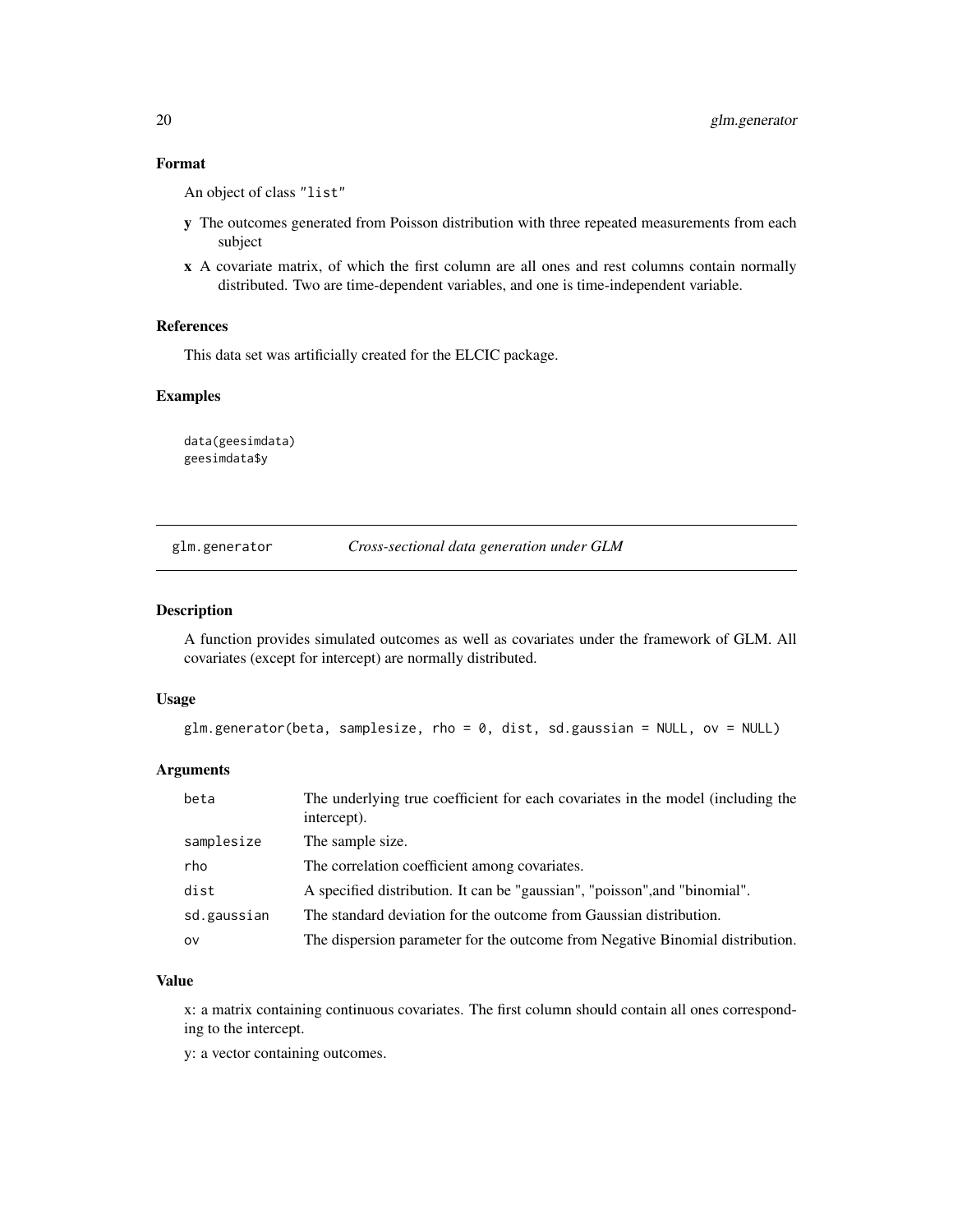### Format

An object of class "list"

- **y** The outcomes generated from Poisson distribution with three repeated measurements from each subject
- **x** A covariate matrix, of which the first column are all ones and rest columns contain normally distributed. Two are time-dependent variables, and one is time-independent variable.

### References

This data set was artificially created for the ELCIC package.

### Examples

```
data(geesimdata)
geesimdata$y
```

---

## glm.generator — *Cross-sectional data generation under GLM*

### Description

A function provides simulated outcomes as well as covariates under the framework of GLM. All covariates (except for intercept) are normally distributed.

### Usage

```
glm.generator(beta, samplesize, rho = 0, dist, sd.gaussian = NULL, ov = NULL)
```

### Arguments

| | |
|---|---|
| beta | The underlying true coefficient for each covariates in the model (including the intercept). |
| samplesize | The sample size. |
| rho | The correlation coefficient among covariates. |
| dist | A specified distribution. It can be "gaussian", "poisson",and "binomial". |
| sd.gaussian | The standard deviation for the outcome from Gaussian distribution. |
| ov | The dispersion parameter for the outcome from Negative Binomial distribution. |

### Value

x: a matrix containing continuous covariates. The first column should contain all ones corresponding to the intercept.

y: a vector containing outcomes.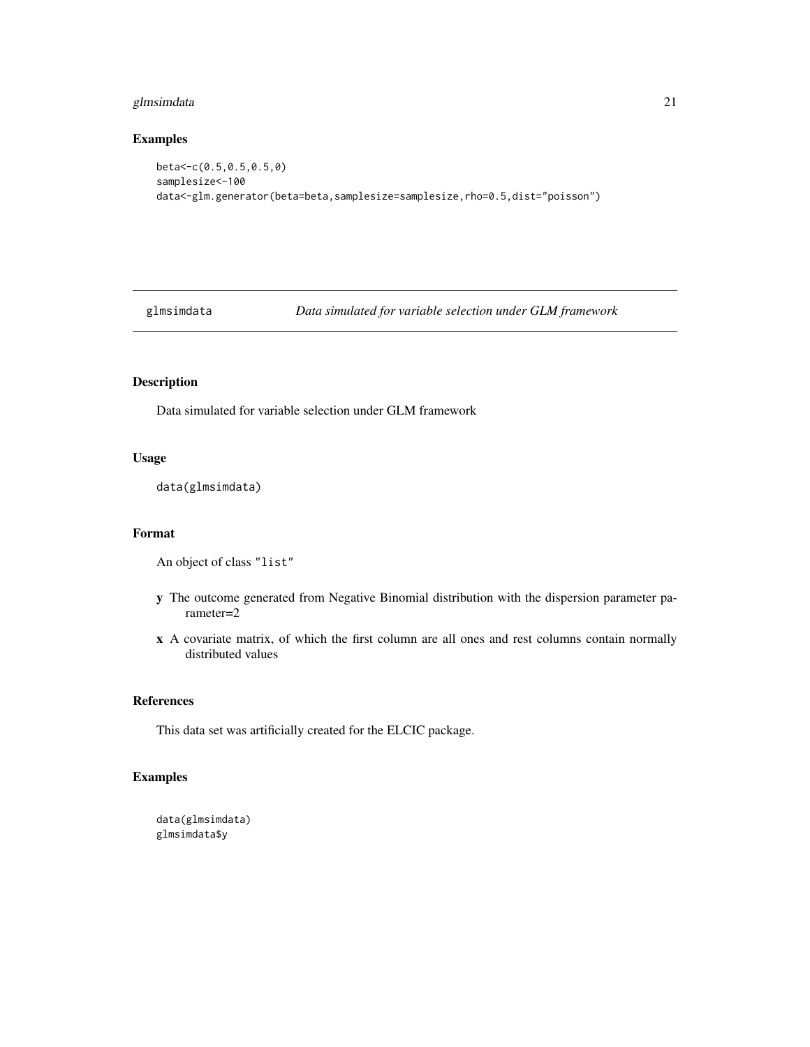## Examples

```
beta<-c(0.5,0.5,0.5,0)
samplesize<-100
data<-glm.generator(beta=beta,samplesize=samplesize,rho=0.5,dist="poisson")
```

---

# glmsimdata *Data simulated for variable selection under GLM framework*

---

### Description

Data simulated for variable selection under GLM framework

### Usage

```
data(glmsimdata)
```

### Format

An object of class "list"

- **y** The outcome generated from Negative Binomial distribution with the dispersion parameter parameter=2
- **x** A covariate matrix, of which the first column are all ones and rest columns contain normally distributed values

### References

This data set was artificially created for the ELCIC package.

### Examples

```
data(glmsimdata)
glmsimdata$y
```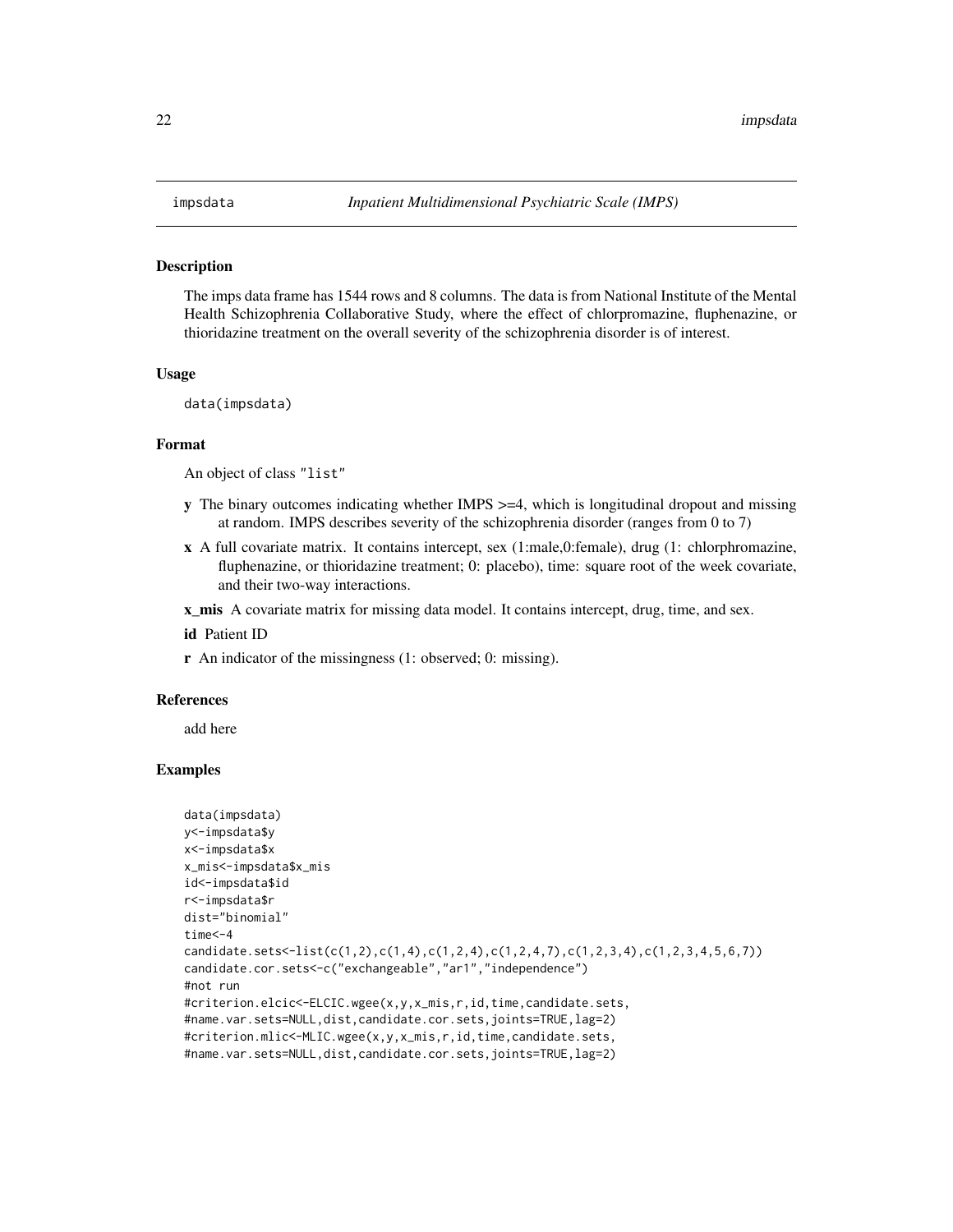# impsdata — *Inpatient Multidimensional Psychiatric Scale (IMPS)*

## Description

The imps data frame has 1544 rows and 8 columns. The data is from National Institute of the Mental Health Schizophrenia Collaborative Study, where the effect of chlorpromazine, fluphenazine, or thioridazine treatment on the overall severity of the schizophrenia disorder is of interest.

## Usage

```
data(impsdata)
```

## Format

An object of class "list"

- **y** The binary outcomes indicating whether IMPS >=4, which is longitudinal dropout and missing at random. IMPS describes severity of the schizophrenia disorder (ranges from 0 to 7)
- **x** A full covariate matrix. It contains intercept, sex (1:male,0:female), drug (1: chlorphromazine, fluphenazine, or thioridazine treatment; 0: placebo), time: square root of the week covariate, and their two-way interactions.
- **x_mis** A covariate matrix for missing data model. It contains intercept, drug, time, and sex.
- **id** Patient ID
- **r** An indicator of the missingness (1: observed; 0: missing).

## References

add here

## Examples

```
data(impsdata)
y<-impsdata$y
x<-impsdata$x
x_mis<-impsdata$x_mis
id<-impsdata$id
r<-impsdata$r
dist="binomial"
time<-4
candidate.sets<-list(c(1,2),c(1,4),c(1,2,4),c(1,2,4,7),c(1,2,3,4),c(1,2,3,4,5,6,7))
candidate.cor.sets<-c("exchangeable","ar1","independence")
#not run
#criterion.elcic<-ELCIC.wgee(x,y,x_mis,r,id,time,candidate.sets,
#name.var.sets=NULL,dist,candidate.cor.sets,joints=TRUE,lag=2)
#criterion.mlic<-MLIC.wgee(x,y,x_mis,r,id,time,candidate.sets,
#name.var.sets=NULL,dist,candidate.cor.sets,joints=TRUE,lag=2)
```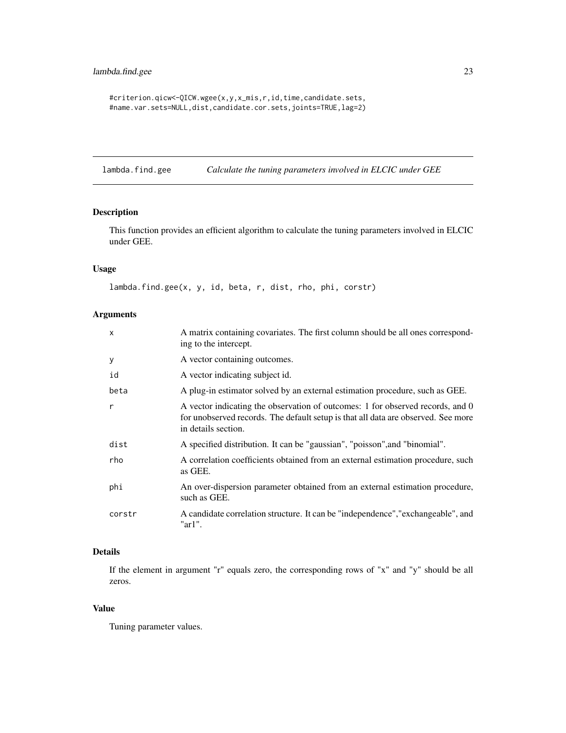```
#criterion.qicw<-QICW.wgee(x,y,x_mis,r,id,time,candidate.sets,
#name.var.sets=NULL,dist,candidate.cor.sets,joints=TRUE,lag=2)
```

## lambda.find.gee — *Calculate the tuning parameters involved in ELCIC under GEE*

### Description

This function provides an efficient algorithm to calculate the tuning parameters involved in ELCIC under GEE.

### Usage

```
lambda.find.gee(x, y, id, beta, r, dist, rho, phi, corstr)
```

### Arguments

| | |
|---|---|
| x | A matrix containing covariates. The first column should be all ones corresponding to the intercept. |
| y | A vector containing outcomes. |
| id | A vector indicating subject id. |
| beta | A plug-in estimator solved by an external estimation procedure, such as GEE. |
| r | A vector indicating the observation of outcomes: 1 for observed records, and 0 for unobserved records. The default setup is that all data are observed. See more in details section. |
| dist | A specified distribution. It can be "gaussian", "poisson",and "binomial". |
| rho | A correlation coefficients obtained from an external estimation procedure, such as GEE. |
| phi | An over-dispersion parameter obtained from an external estimation procedure, such as GEE. |
| corstr | A candidate correlation structure. It can be "independence","exchangeable", and "ar1". |

### Details

If the element in argument "r" equals zero, the corresponding rows of "x" and "y" should be all zeros.

### Value

Tuning parameter values.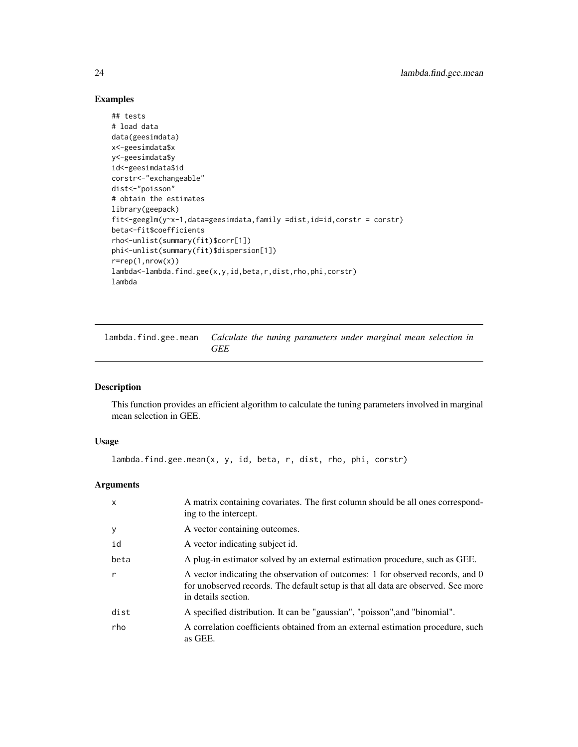## Examples

```
## tests
# load data
data(geesimdata)
x<-geesimdata$x
y<-geesimdata$y
id<-geesimdata$id
corstr<-"exchangeable"
dist<-"poisson"
# obtain the estimates
library(geepack)
fit<-geeglm(y~x-1,data=geesimdata,family =dist,id=id,corstr = corstr)
beta<-fit$coefficients
rho<-unlist(summary(fit)$corr[1])
phi<-unlist(summary(fit)$dispersion[1])
r=rep(1,nrow(x))
lambda<-lambda.find.gee(x,y,id,beta,r,dist,rho,phi,corstr)
lambda
```

---

# lambda.find.gee.mean — *Calculate the tuning parameters under marginal mean selection in GEE*

## Description

This function provides an efficient algorithm to calculate the tuning parameters involved in marginal mean selection in GEE.

## Usage

```
lambda.find.gee.mean(x, y, id, beta, r, dist, rho, phi, corstr)
```

## Arguments

| | |
|---|---|
| x | A matrix containing covariates. The first column should be all ones corresponding to the intercept. |
| y | A vector containing outcomes. |
| id | A vector indicating subject id. |
| beta | A plug-in estimator solved by an external estimation procedure, such as GEE. |
| r | A vector indicating the observation of outcomes: 1 for observed records, and 0 for unobserved records. The default setup is that all data are observed. See more in details section. |
| dist | A specified distribution. It can be "gaussian", "poisson",and "binomial". |
| rho | A correlation coefficients obtained from an external estimation procedure, such as GEE. |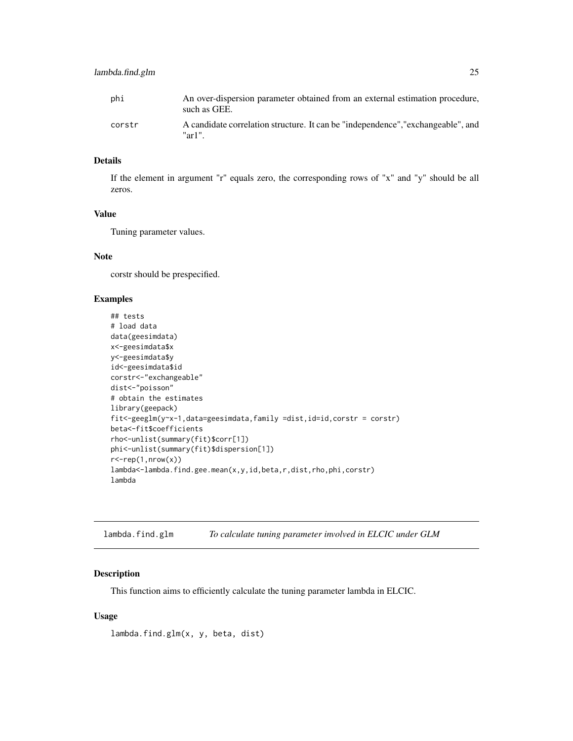| | |
|---|---|
| phi | An over-dispersion parameter obtained from an external estimation procedure, such as GEE. |
| corstr | A candidate correlation structure. It can be "independence","exchangeable", and "ar1". |

### Details

If the element in argument "r" equals zero, the corresponding rows of "x" and "y" should be all zeros.

### Value

Tuning parameter values.

### Note

corstr should be prespecified.

### Examples

```
## tests
# load data
data(geesimdata)
x<-geesimdata$x
y<-geesimdata$y
id<-geesimdata$id
corstr<-"exchangeable"
dist<-"poisson"
# obtain the estimates
library(geepack)
fit<-geeglm(y~x-1,data=geesimdata,family =dist,id=id,corstr = corstr)
beta<-fit$coefficients
rho<-unlist(summary(fit)$corr[1])
phi<-unlist(summary(fit)$dispersion[1])
r<-rep(1,nrow(x))
lambda<-lambda.find.gee.mean(x,y,id,beta,r,dist,rho,phi,corstr)
lambda
```

## lambda.find.glm *To calculate tuning parameter involved in ELCIC under GLM*

### Description

This function aims to efficiently calculate the tuning parameter lambda in ELCIC.

### Usage

```
lambda.find.glm(x, y, beta, dist)
```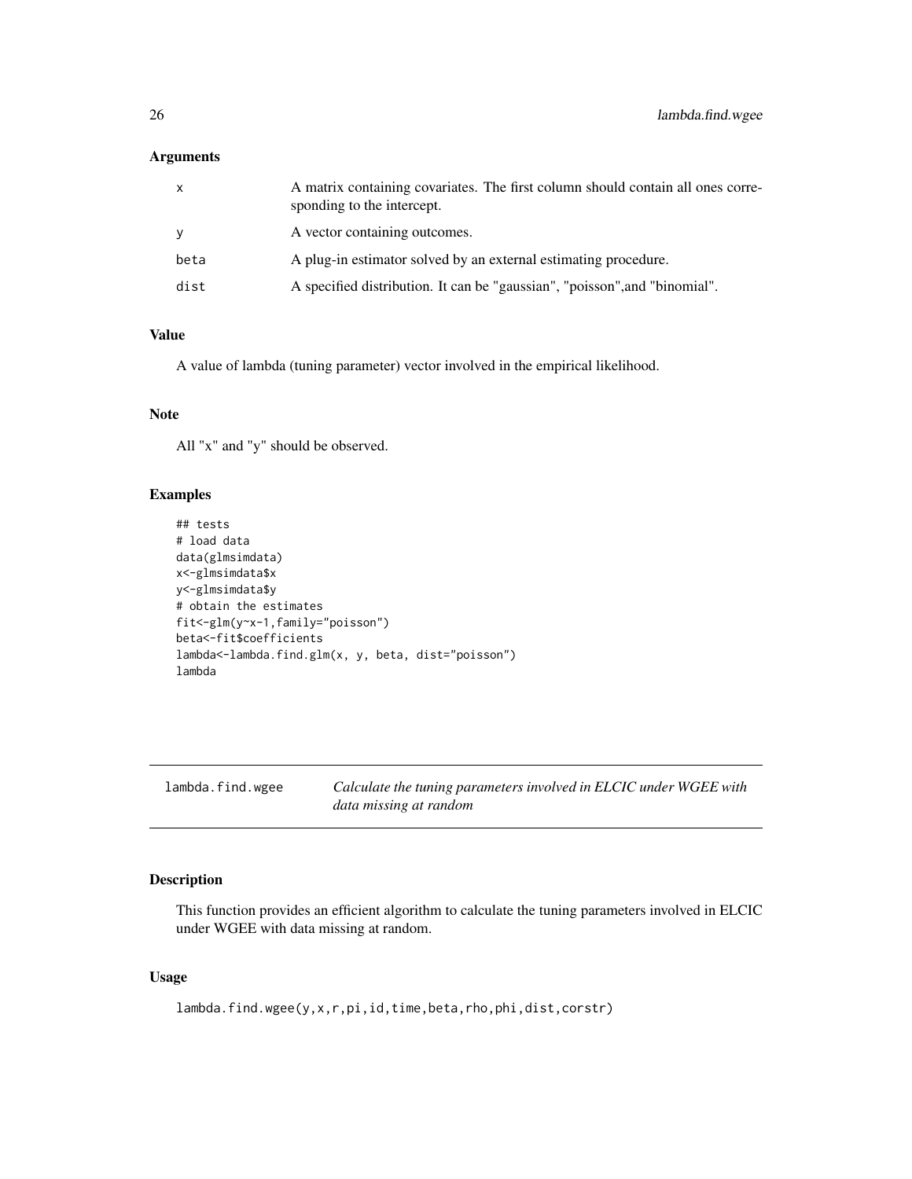### Arguments

| | |
|---|---|
| x | A matrix containing covariates. The first column should contain all ones corresponding to the intercept. |
| y | A vector containing outcomes. |
| beta | A plug-in estimator solved by an external estimating procedure. |
| dist | A specified distribution. It can be "gaussian", "poisson",and "binomial". |

### Value

A value of lambda (tuning parameter) vector involved in the empirical likelihood.

### Note

All "x" and "y" should be observed.

### Examples

```
## tests
# load data
data(glmsimdata)
x<-glmsimdata$x
y<-glmsimdata$y
# obtain the estimates
fit<-glm(y~x-1,family="poisson")
beta<-fit$coefficients
lambda<-lambda.find.glm(x, y, beta, dist="poisson")
lambda
```

---

## lambda.find.wgee — *Calculate the tuning parameters involved in ELCIC under WGEE with data missing at random*

### Description

This function provides an efficient algorithm to calculate the tuning parameters involved in ELCIC under WGEE with data missing at random.

### Usage

```
lambda.find.wgee(y,x,r,pi,id,time,beta,rho,phi,dist,corstr)
```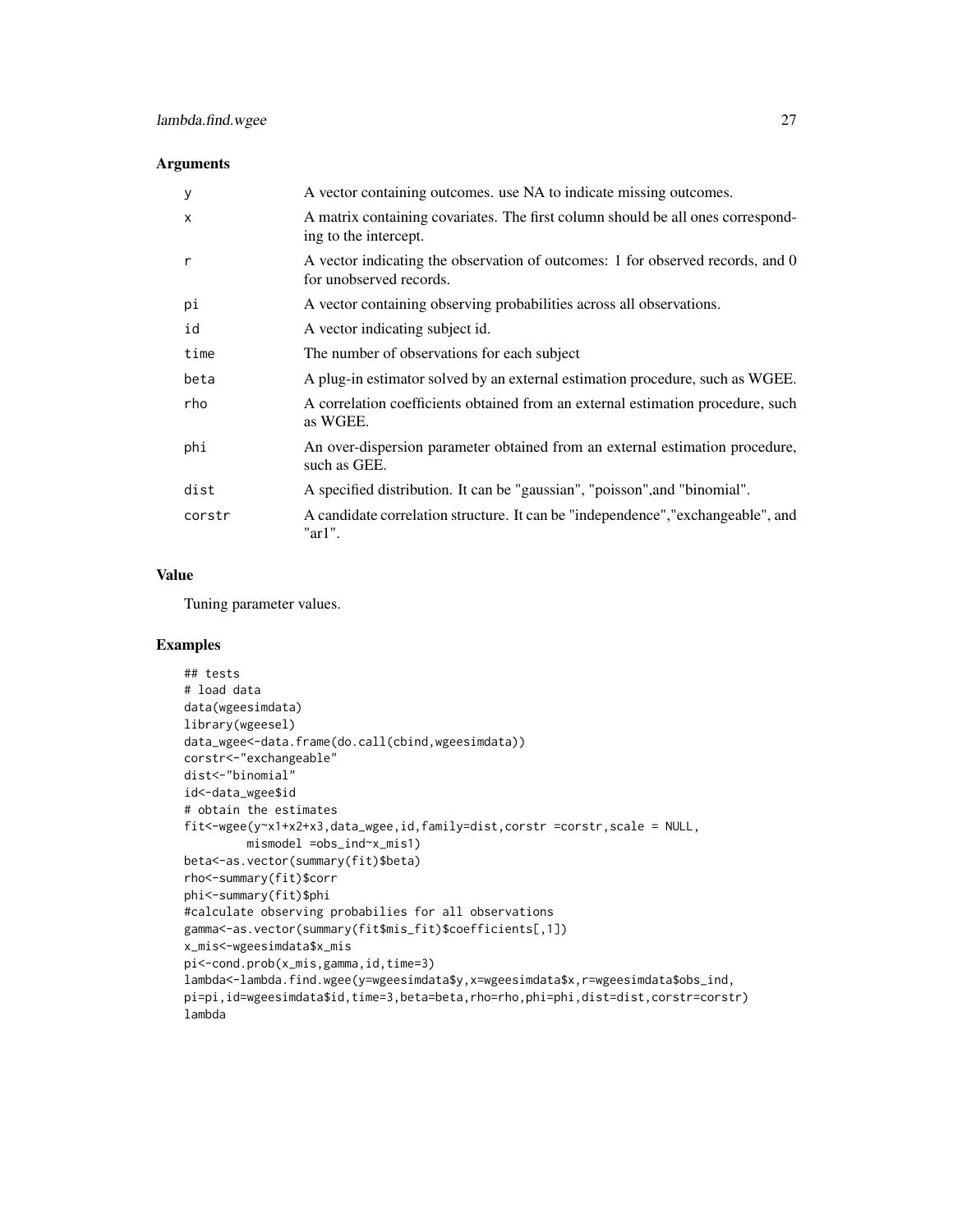### Arguments

| | |
|---|---|
| y | A vector containing outcomes. use NA to indicate missing outcomes. |
| x | A matrix containing covariates. The first column should be all ones corresponding to the intercept. |
| r | A vector indicating the observation of outcomes: 1 for observed records, and 0 for unobserved records. |
| pi | A vector containing observing probabilities across all observations. |
| id | A vector indicating subject id. |
| time | The number of observations for each subject |
| beta | A plug-in estimator solved by an external estimation procedure, such as WGEE. |
| rho | A correlation coefficients obtained from an external estimation procedure, such as WGEE. |
| phi | An over-dispersion parameter obtained from an external estimation procedure, such as GEE. |
| dist | A specified distribution. It can be "gaussian", "poisson",and "binomial". |
| corstr | A candidate correlation structure. It can be "independence","exchangeable", and "ar1". |

### Value

Tuning parameter values.

### Examples

```
## tests
# load data
data(wgeesimdata)
library(wgeesel)
data_wgee<-data.frame(do.call(cbind,wgeesimdata))
corstr<-"exchangeable"
dist<-"binomial"
id<-data_wgee$id
# obtain the estimates
fit<-wgee(y~x1+x2+x3,data_wgee,id,family=dist,corstr =corstr,scale = NULL,
         mismodel =obs_ind~x_mis1)
beta<-as.vector(summary(fit)$beta)
rho<-summary(fit)$corr
phi<-summary(fit)$phi
#calculate observing probabilies for all observations
gamma<-as.vector(summary(fit$mis_fit)$coefficients[,1])
x_mis<-wgeesimdata$x_mis
pi<-cond.prob(x_mis,gamma,id,time=3)
lambda<-lambda.find.wgee(y=wgeesimdata$y,x=wgeesimdata$x,r=wgeesimdata$obs_ind,
pi=pi,id=wgeesimdata$id,time=3,beta=beta,rho=rho,phi=phi,dist=dist,corstr=corstr)
lambda
```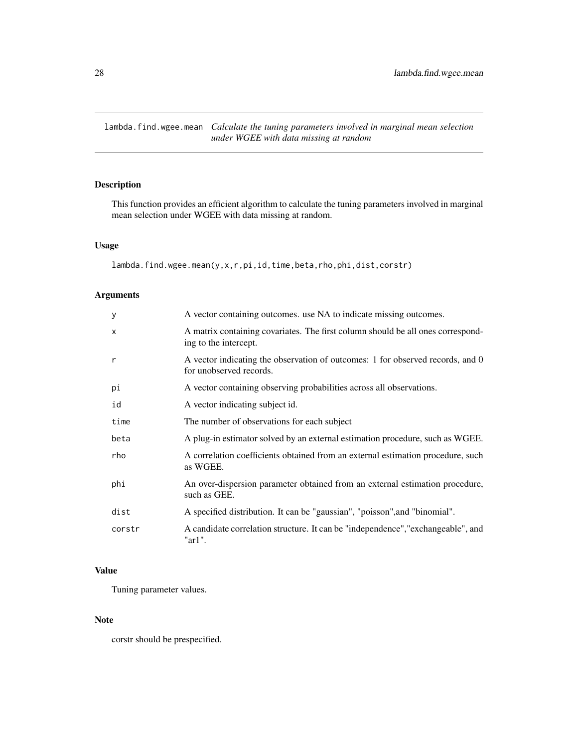## lambda.find.wgee.mean *Calculate the tuning parameters involved in marginal mean selection under WGEE with data missing at random*

### Description

This function provides an efficient algorithm to calculate the tuning parameters involved in marginal mean selection under WGEE with data missing at random.

### Usage

```
lambda.find.wgee.mean(y,x,r,pi,id,time,beta,rho,phi,dist,corstr)
```

### Arguments

| | |
|---|---|
| y | A vector containing outcomes. use NA to indicate missing outcomes. |
| x | A matrix containing covariates. The first column should be all ones corresponding to the intercept. |
| r | A vector indicating the observation of outcomes: 1 for observed records, and 0 for unobserved records. |
| pi | A vector containing observing probabilities across all observations. |
| id | A vector indicating subject id. |
| time | The number of observations for each subject |
| beta | A plug-in estimator solved by an external estimation procedure, such as WGEE. |
| rho | A correlation coefficients obtained from an external estimation procedure, such as WGEE. |
| phi | An over-dispersion parameter obtained from an external estimation procedure, such as GEE. |
| dist | A specified distribution. It can be "gaussian", "poisson",and "binomial". |
| corstr | A candidate correlation structure. It can be "independence","exchangeable", and "ar1". |

### Value

Tuning parameter values.

### Note

corstr should be prespecified.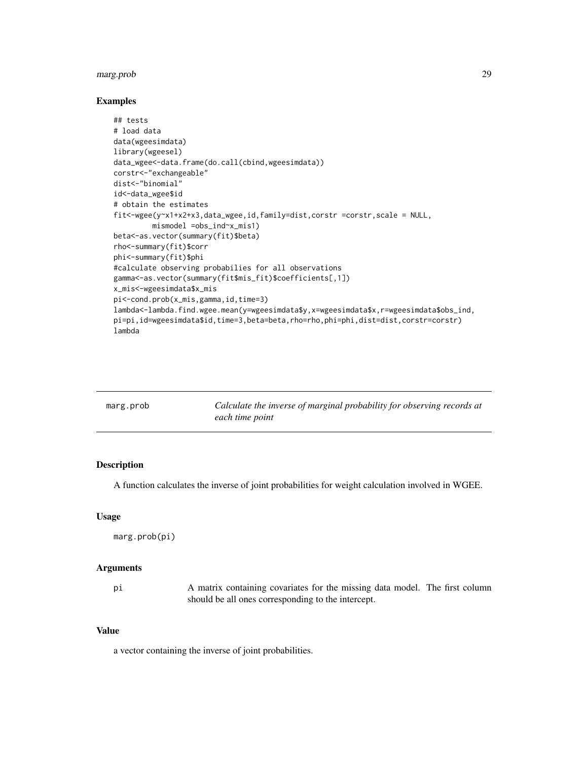### Examples

```
## tests
# load data
data(wgeesimdata)
library(wgeesel)
data_wgee<-data.frame(do.call(cbind,wgeesimdata))
corstr<-"exchangeable"
dist<-"binomial"
id<-data_wgee$id
# obtain the estimates
fit<-wgee(y~x1+x2+x3,data_wgee,id,family=dist,corstr =corstr,scale = NULL,
        mismodel =obs_ind~x_mis1)
beta<-as.vector(summary(fit)$beta)
rho<-summary(fit)$corr
phi<-summary(fit)$phi
#calculate observing probabilies for all observations
gamma<-as.vector(summary(fit$mis_fit)$coefficients[,1])
x_mis<-wgeesimdata$x_mis
pi<-cond.prob(x_mis,gamma,id,time=3)
lambda<-lambda.find.wgee.mean(y=wgeesimdata$y,x=wgeesimdata$x,r=wgeesimdata$obs_ind,
pi=pi,id=wgeesimdata$id,time=3,beta=beta,rho=rho,phi=phi,dist=dist,corstr=corstr)
lambda
```

---

## marg.prob — *Calculate the inverse of marginal probability for observing records at each time point*

### Description

A function calculates the inverse of joint probabilities for weight calculation involved in WGEE.

### Usage

```
marg.prob(pi)
```

### Arguments

| | |
|---|---|
| pi | A matrix containing covariates for the missing data model. The first column should be all ones corresponding to the intercept. |

### Value

a vector containing the inverse of joint probabilities.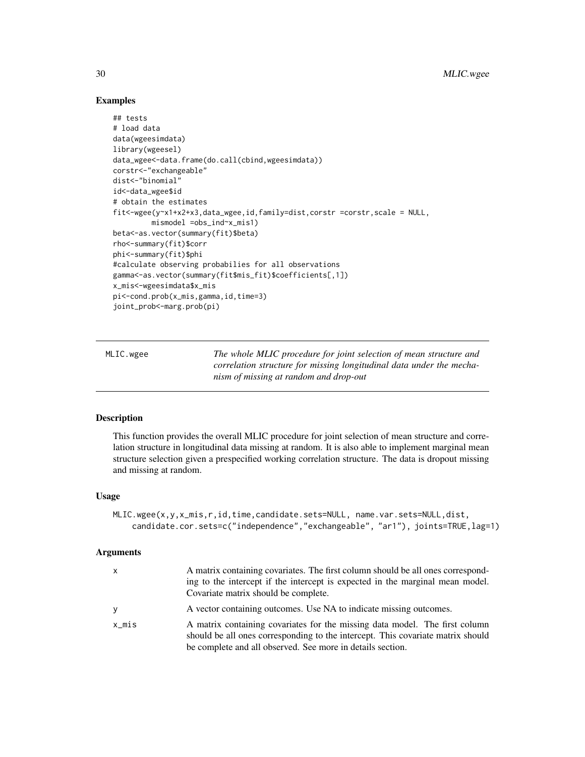### Examples

```
## tests
# load data
data(wgeesimdata)
library(wgeesel)
data_wgee<-data.frame(do.call(cbind,wgeesimdata))
corstr<-"exchangeable"
dist<-"binomial"
id<-data_wgee$id
# obtain the estimates
fit<-wgee(y~x1+x2+x3,data_wgee,id,family=dist,corstr =corstr,scale = NULL,
         mismodel =obs_ind~x_mis1)
beta<-as.vector(summary(fit)$beta)
rho<-summary(fit)$corr
phi<-summary(fit)$phi
#calculate observing probabilies for all observations
gamma<-as.vector(summary(fit$mis_fit)$coefficients[,1])
x_mis<-wgeesimdata$x_mis
pi<-cond.prob(x_mis,gamma,id,time=3)
joint_prob<-marg.prob(pi)
```

---

## MLIC.wgee

*The whole MLIC procedure for joint selection of mean structure and correlation structure for missing longitudinal data under the mechanism of missing at random and drop-out*

---

### Description

This function provides the overall MLIC procedure for joint selection of mean structure and correlation structure in longitudinal data missing at random. It is also able to implement marginal mean structure selection given a prespecified working correlation structure. The data is dropout missing and missing at random.

### Usage

```
MLIC.wgee(x,y,x_mis,r,id,time,candidate.sets=NULL, name.var.sets=NULL,dist,
    candidate.cor.sets=c("independence","exchangeable", "ar1"), joints=TRUE,lag=1)
```

### Arguments

| | |
|---|---|
| x | A matrix containing covariates. The first column should be all ones corresponding to the intercept if the intercept is expected in the marginal mean model. Covariate matrix should be complete. |
| y | A vector containing outcomes. Use NA to indicate missing outcomes. |
| x_mis | A matrix containing covariates for the missing data model. The first column should be all ones corresponding to the intercept. This covariate matrix should be complete and all observed. See more in details section. |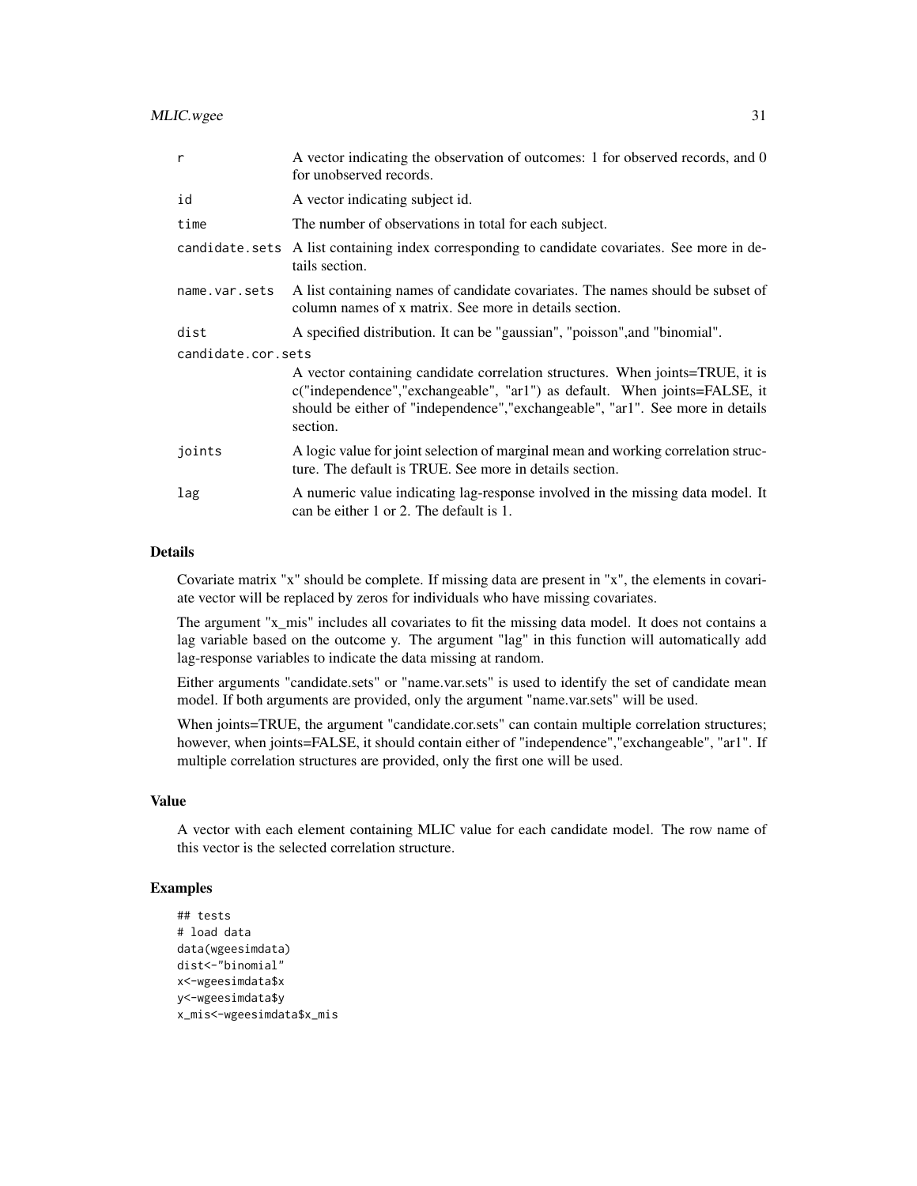| | |
|---|---|
| r | A vector indicating the observation of outcomes: 1 for observed records, and 0 for unobserved records. |
| id | A vector indicating subject id. |
| time | The number of observations in total for each subject. |
| candidate.sets | A list containing index corresponding to candidate covariates. See more in details section. |
| name.var.sets | A list containing names of candidate covariates. The names should be subset of column names of x matrix. See more in details section. |
| dist | A specified distribution. It can be "gaussian", "poisson",and "binomial". |
| candidate.cor.sets | A vector containing candidate correlation structures. When joints=TRUE, it is c("independence","exchangeable", "ar1") as default. When joints=FALSE, it should be either of "independence","exchangeable", "ar1". See more in details section. |
| joints | A logic value for joint selection of marginal mean and working correlation structure. The default is TRUE. See more in details section. |
| lag | A numeric value indicating lag-response involved in the missing data model. It can be either 1 or 2. The default is 1. |

## Details

Covariate matrix "x" should be complete. If missing data are present in "x", the elements in covariate vector will be replaced by zeros for individuals who have missing covariates.

The argument "x_mis" includes all covariates to fit the missing data model. It does not contains a lag variable based on the outcome y. The argument "lag" in this function will automatically add lag-response variables to indicate the data missing at random.

Either arguments "candidate.sets" or "name.var.sets" is used to identify the set of candidate mean model. If both arguments are provided, only the argument "name.var.sets" will be used.

When joints=TRUE, the argument "candidate.cor.sets" can contain multiple correlation structures; however, when joints=FALSE, it should contain either of "independence","exchangeable", "ar1". If multiple correlation structures are provided, only the first one will be used.

## Value

A vector with each element containing MLIC value for each candidate model. The row name of this vector is the selected correlation structure.

## Examples

```
## tests
# load data
data(wgeesimdata)
dist<-"binomial"
x<-wgeesimdata$x
y<-wgeesimdata$y
x_mis<-wgeesimdata$x_mis
```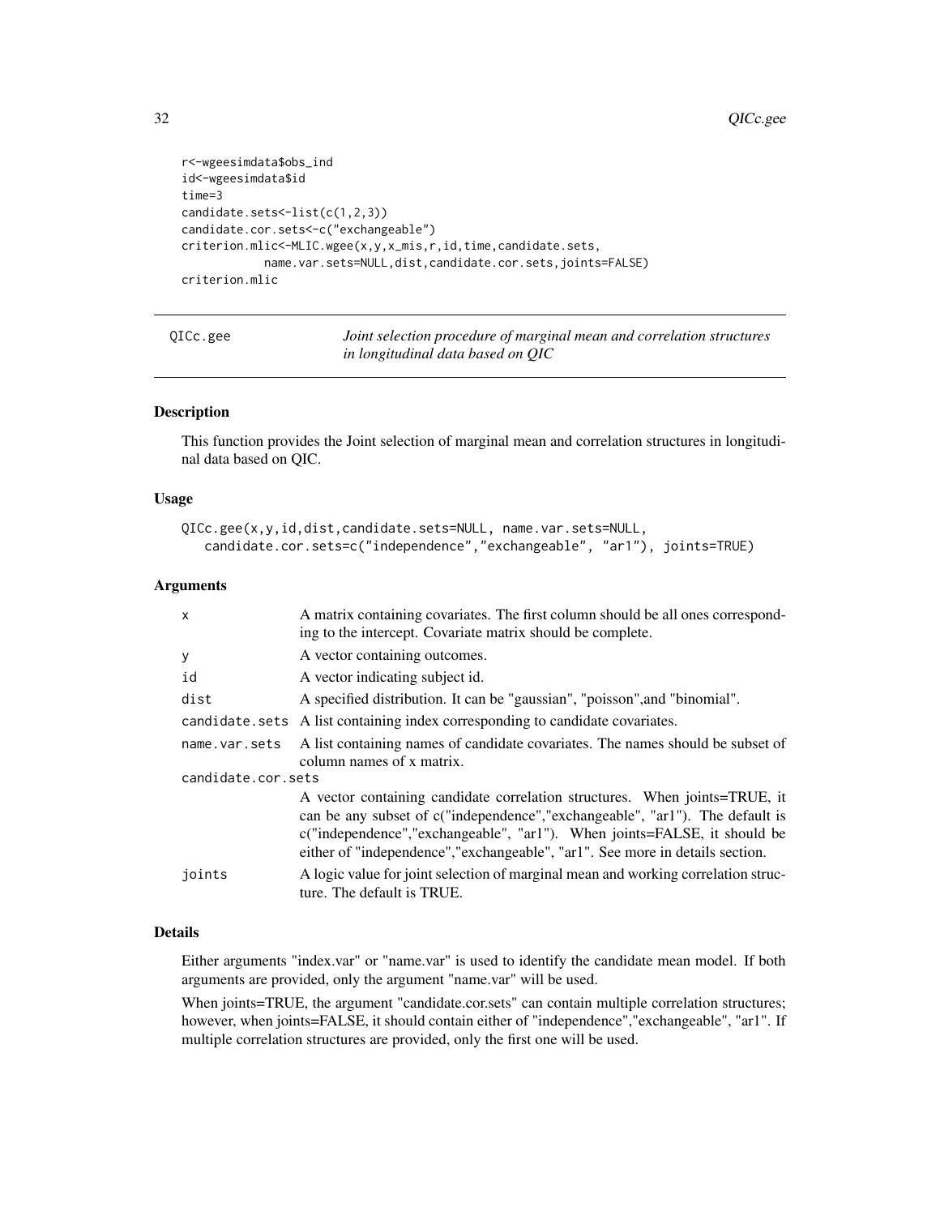```
r<-wgeesimdata$obs_ind
id<-wgeesimdata$id
time=3
candidate.sets<-list(c(1,2,3))
candidate.cor.sets<-c("exchangeable")
criterion.mlic<-MLIC.wgee(x,y,x_mis,r,id,time,candidate.sets,
           name.var.sets=NULL,dist,candidate.cor.sets,joints=FALSE)
criterion.mlic
```

---

## QICc.gee — *Joint selection procedure of marginal mean and correlation structures in longitudinal data based on QIC*

---

### Description

This function provides the Joint selection of marginal mean and correlation structures in longitudinal data based on QIC.

### Usage

```
QICc.gee(x,y,id,dist,candidate.sets=NULL, name.var.sets=NULL,
   candidate.cor.sets=c("independence","exchangeable", "ar1"), joints=TRUE)
```

### Arguments

| | |
|---|---|
| `x` | A matrix containing covariates. The first column should be all ones corresponding to the intercept. Covariate matrix should be complete. |
| `y` | A vector containing outcomes. |
| `id` | A vector indicating subject id. |
| `dist` | A specified distribution. It can be "gaussian", "poisson",and "binomial". |
| `candidate.sets` | A list containing index corresponding to candidate covariates. |
| `name.var.sets` | A list containing names of candidate covariates. The names should be subset of column names of x matrix. |
| `candidate.cor.sets` | A vector containing candidate correlation structures. When joints=TRUE, it can be any subset of c("independence","exchangeable", "ar1"). The default is c("independence","exchangeable", "ar1"). When joints=FALSE, it should be either of "independence","exchangeable", "ar1". See more in details section. |
| `joints` | A logic value for joint selection of marginal mean and working correlation structure. The default is TRUE. |

### Details

Either arguments "index.var" or "name.var" is used to identify the candidate mean model. If both arguments are provided, only the argument "name.var" will be used.

When joints=TRUE, the argument "candidate.cor.sets" can contain multiple correlation structures; however, when joints=FALSE, it should contain either of "independence","exchangeable", "ar1". If multiple correlation structures are provided, only the first one will be used.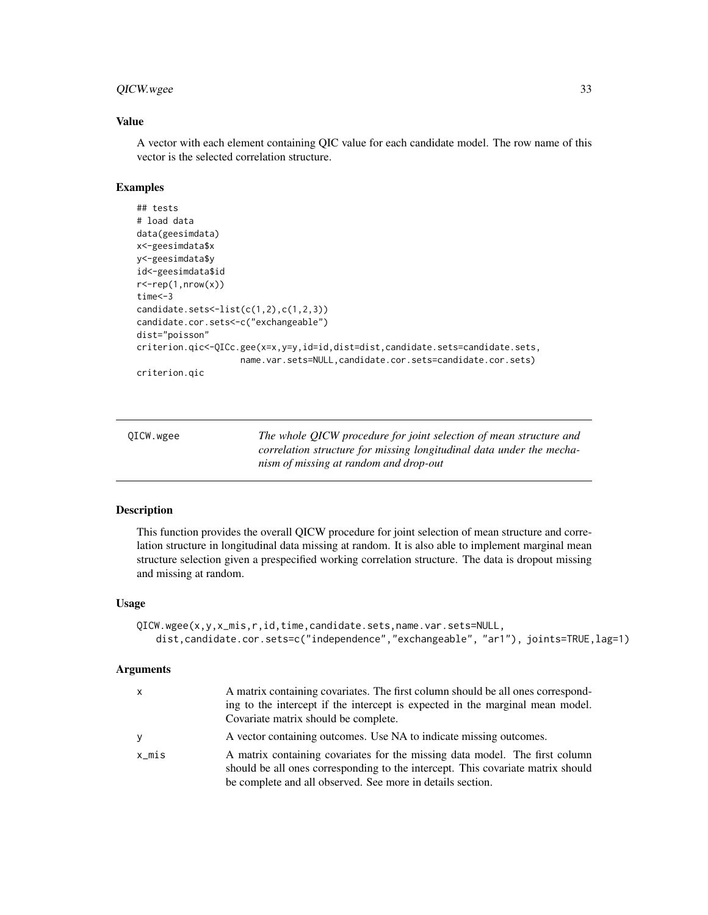## Value

A vector with each element containing QIC value for each candidate model. The row name of this vector is the selected correlation structure.

## Examples

```
## tests
# load data
data(geesimdata)
x<-geesimdata$x
y<-geesimdata$y
id<-geesimdata$id
r<-rep(1,nrow(x))
time<-3
candidate.sets<-list(c(1,2),c(1,2,3))
candidate.cor.sets<-c("exchangeable")
dist="poisson"
criterion.qic<-QICc.gee(x=x,y=y,id=id,dist=dist,candidate.sets=candidate.sets,
                  name.var.sets=NULL,candidate.cor.sets=candidate.cor.sets)
criterion.qic
```

---

# QICW.wgee

*The whole QICW procedure for joint selection of mean structure and correlation structure for missing longitudinal data under the mechanism of missing at random and drop-out*

---

## Description

This function provides the overall QICW procedure for joint selection of mean structure and correlation structure in longitudinal data missing at random. It is also able to implement marginal mean structure selection given a prespecified working correlation structure. The data is dropout missing and missing at random.

## Usage

```
QICW.wgee(x,y,x_mis,r,id,time,candidate.sets,name.var.sets=NULL,
   dist,candidate.cor.sets=c("independence","exchangeable", "ar1"), joints=TRUE,lag=1)
```

## Arguments

| | |
|---|---|
| x | A matrix containing covariates. The first column should be all ones corresponding to the intercept if the intercept is expected in the marginal mean model. Covariate matrix should be complete. |
| y | A vector containing outcomes. Use NA to indicate missing outcomes. |
| x_mis | A matrix containing covariates for the missing data model. The first column should be all ones corresponding to the intercept. This covariate matrix should be complete and all observed. See more in details section. |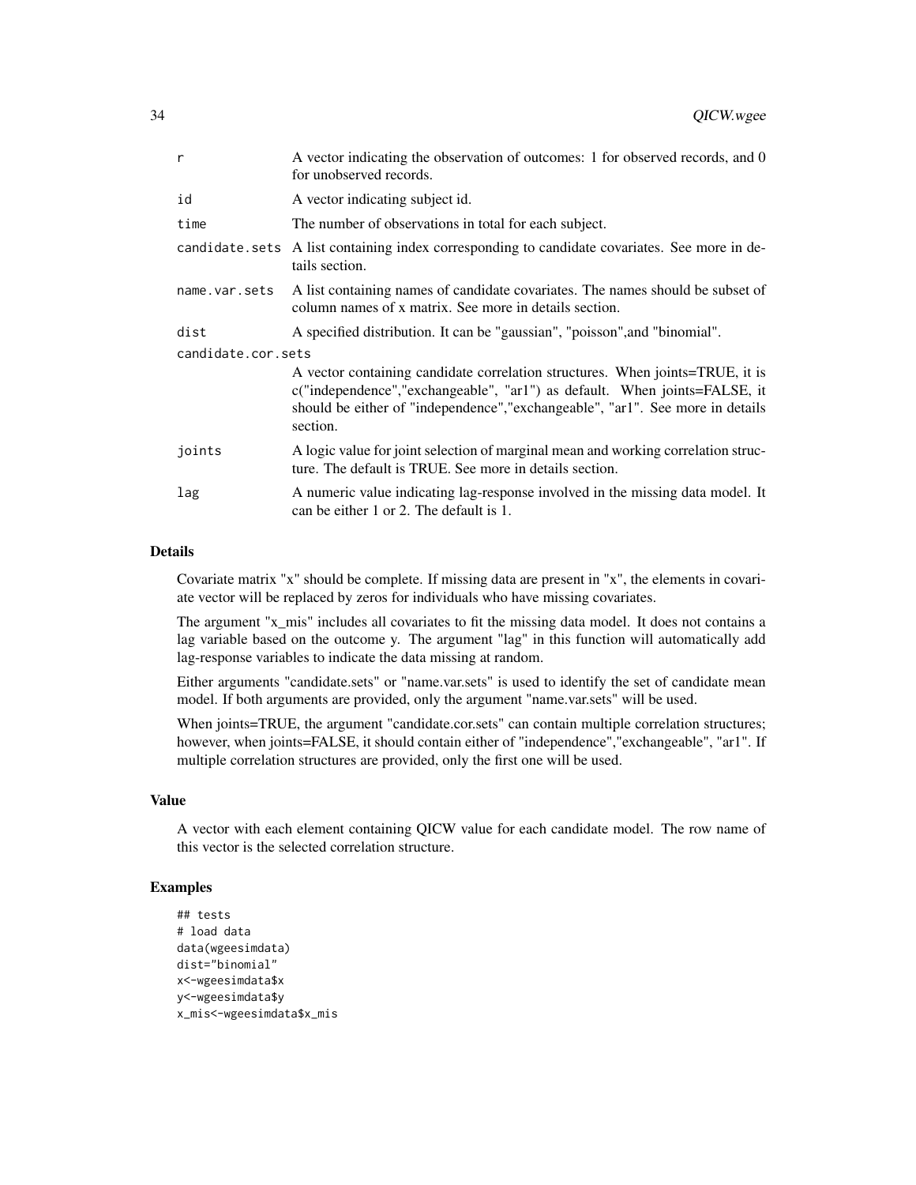| | |
|---|---|
| r | A vector indicating the observation of outcomes: 1 for observed records, and 0 for unobserved records. |
| id | A vector indicating subject id. |
| time | The number of observations in total for each subject. |
| candidate.sets | A list containing index corresponding to candidate covariates. See more in details section. |
| name.var.sets | A list containing names of candidate covariates. The names should be subset of column names of x matrix. See more in details section. |
| dist | A specified distribution. It can be "gaussian", "poisson",and "binomial". |
| candidate.cor.sets | A vector containing candidate correlation structures. When joints=TRUE, it is c("independence","exchangeable", "ar1") as default. When joints=FALSE, it should be either of "independence","exchangeable", "ar1". See more in details section. |
| joints | A logic value for joint selection of marginal mean and working correlation structure. The default is TRUE. See more in details section. |
| lag | A numeric value indicating lag-response involved in the missing data model. It can be either 1 or 2. The default is 1. |

## Details

Covariate matrix "x" should be complete. If missing data are present in "x", the elements in covariate vector will be replaced by zeros for individuals who have missing covariates.

The argument "x_mis" includes all covariates to fit the missing data model. It does not contains a lag variable based on the outcome y. The argument "lag" in this function will automatically add lag-response variables to indicate the data missing at random.

Either arguments "candidate.sets" or "name.var.sets" is used to identify the set of candidate mean model. If both arguments are provided, only the argument "name.var.sets" will be used.

When joints=TRUE, the argument "candidate.cor.sets" can contain multiple correlation structures; however, when joints=FALSE, it should contain either of "independence","exchangeable", "ar1". If multiple correlation structures are provided, only the first one will be used.

## Value

A vector with each element containing QICW value for each candidate model. The row name of this vector is the selected correlation structure.

## Examples

```
## tests
# load data
data(wgeesimdata)
dist="binomial"
x<-wgeesimdata$x
y<-wgeesimdata$y
x_mis<-wgeesimdata$x_mis
```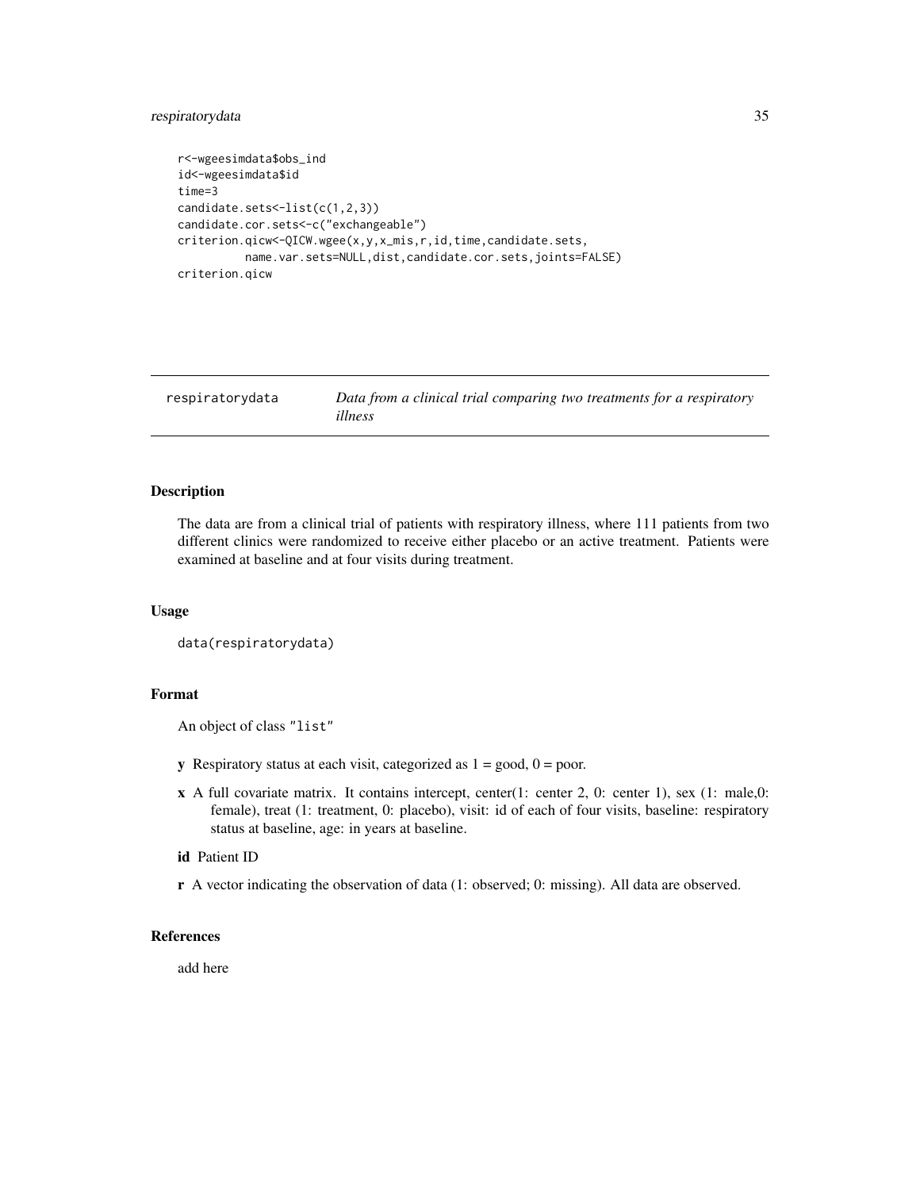```
r<-wgeesimdata$obs_ind
id<-wgeesimdata$id
time=3
candidate.sets<-list(c(1,2,3))
candidate.cor.sets<-c("exchangeable")
criterion.qicw<-QICW.wgee(x,y,x_mis,r,id,time,candidate.sets,
         name.var.sets=NULL,dist,candidate.cor.sets,joints=FALSE)
criterion.qicw
```

---

## respiratorydata — *Data from a clinical trial comparing two treatments for a respiratory illness*

---

### Description

The data are from a clinical trial of patients with respiratory illness, where 111 patients from two different clinics were randomized to receive either placebo or an active treatment. Patients were examined at baseline and at four visits during treatment.

### Usage

```
data(respiratorydata)
```

### Format

An object of class "list"

- **y** Respiratory status at each visit, categorized as 1 = good, 0 = poor.
- **x** A full covariate matrix. It contains intercept, center(1: center 2, 0: center 1), sex (1: male,0: female), treat (1: treatment, 0: placebo), visit: id of each of four visits, baseline: respiratory status at baseline, age: in years at baseline.
- **id** Patient ID
- **r** A vector indicating the observation of data (1: observed; 0: missing). All data are observed.

### References

add here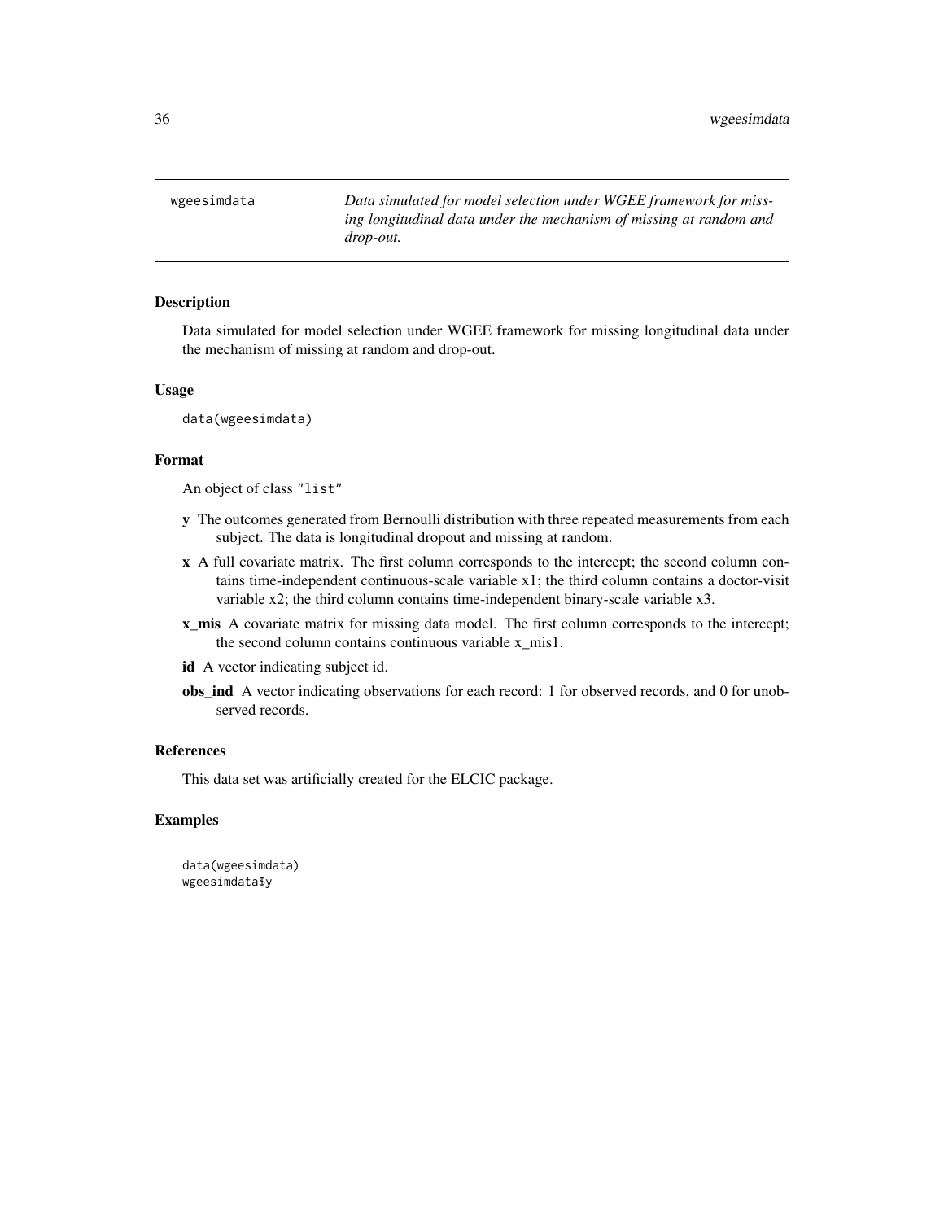wgeesimdata | *Data simulated for model selection under WGEE framework for missing longitudinal data under the mechanism of missing at random and drop-out.*
---|---

## Description

Data simulated for model selection under WGEE framework for missing longitudinal data under the mechanism of missing at random and drop-out.

## Usage

```
data(wgeesimdata)
```

## Format

An object of class "list"

- **y** The outcomes generated from Bernoulli distribution with three repeated measurements from each subject. The data is longitudinal dropout and missing at random.
- **x** A full covariate matrix. The first column corresponds to the intercept; the second column contains time-independent continuous-scale variable x1; the third column contains a doctor-visit variable x2; the third column contains time-independent binary-scale variable x3.
- **x_mis** A covariate matrix for missing data model. The first column corresponds to the intercept; the second column contains continuous variable x_mis1.
- **id** A vector indicating subject id.
- **obs_ind** A vector indicating observations for each record: 1 for observed records, and 0 for unobserved records.

## References

This data set was artificially created for the ELCIC package.

## Examples

```
data(wgeesimdata)
wgeesimdata$y
```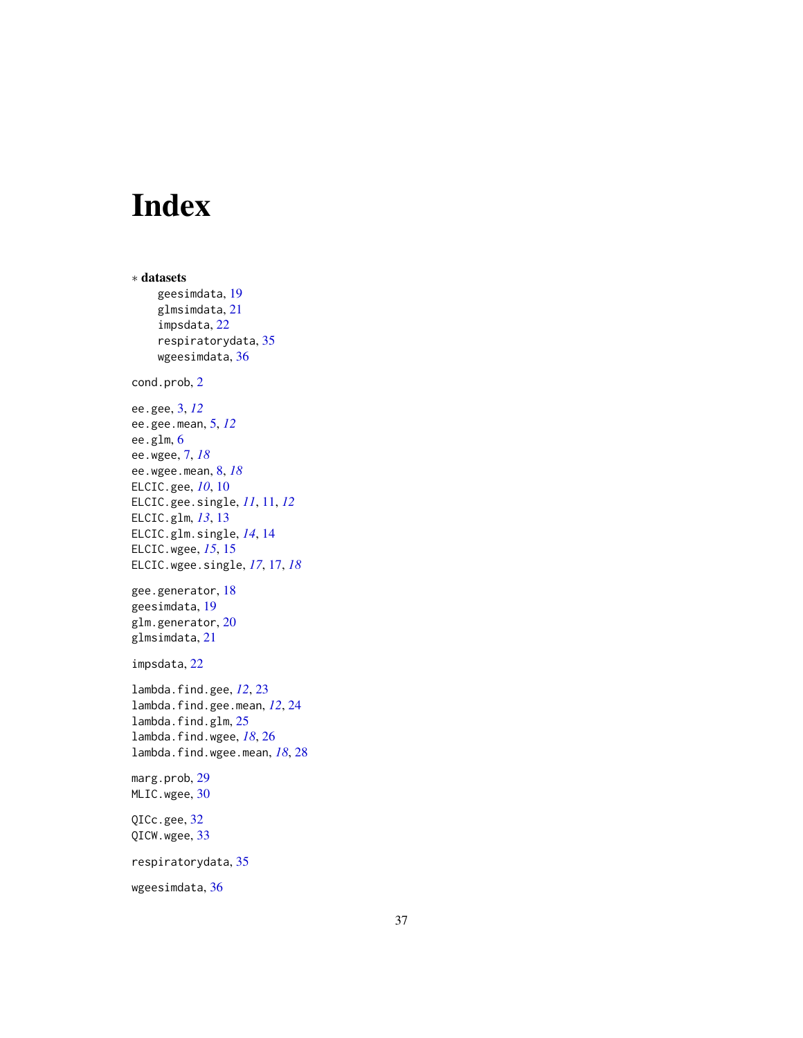# Index

∗ **datasets**

geesimdata, 19
glmsimdata, 21
impsdata, 22
respiratorydata, 35
wgeesimdata, 36

cond.prob, 2

ee.gee, 3, *12*
ee.gee.mean, 5, *12*
ee.glm, 6
ee.wgee, 7, *18*
ee.wgee.mean, 8, *18*
ELCIC.gee, *10*, 10
ELCIC.gee.single, *11*, 11, *12*
ELCIC.glm, *13*, 13
ELCIC.glm.single, *14*, 14
ELCIC.wgee, *15*, 15
ELCIC.wgee.single, *17*, 17, *18*

gee.generator, 18
geesimdata, 19
glm.generator, 20
glmsimdata, 21

impsdata, 22

lambda.find.gee, *12*, 23
lambda.find.gee.mean, *12*, 24
lambda.find.glm, 25
lambda.find.wgee, *18*, 26
lambda.find.wgee.mean, *18*, 28

marg.prob, 29
MLIC.wgee, 30

QICc.gee, 32
QICW.wgee, 33

respiratorydata, 35

wgeesimdata, 36